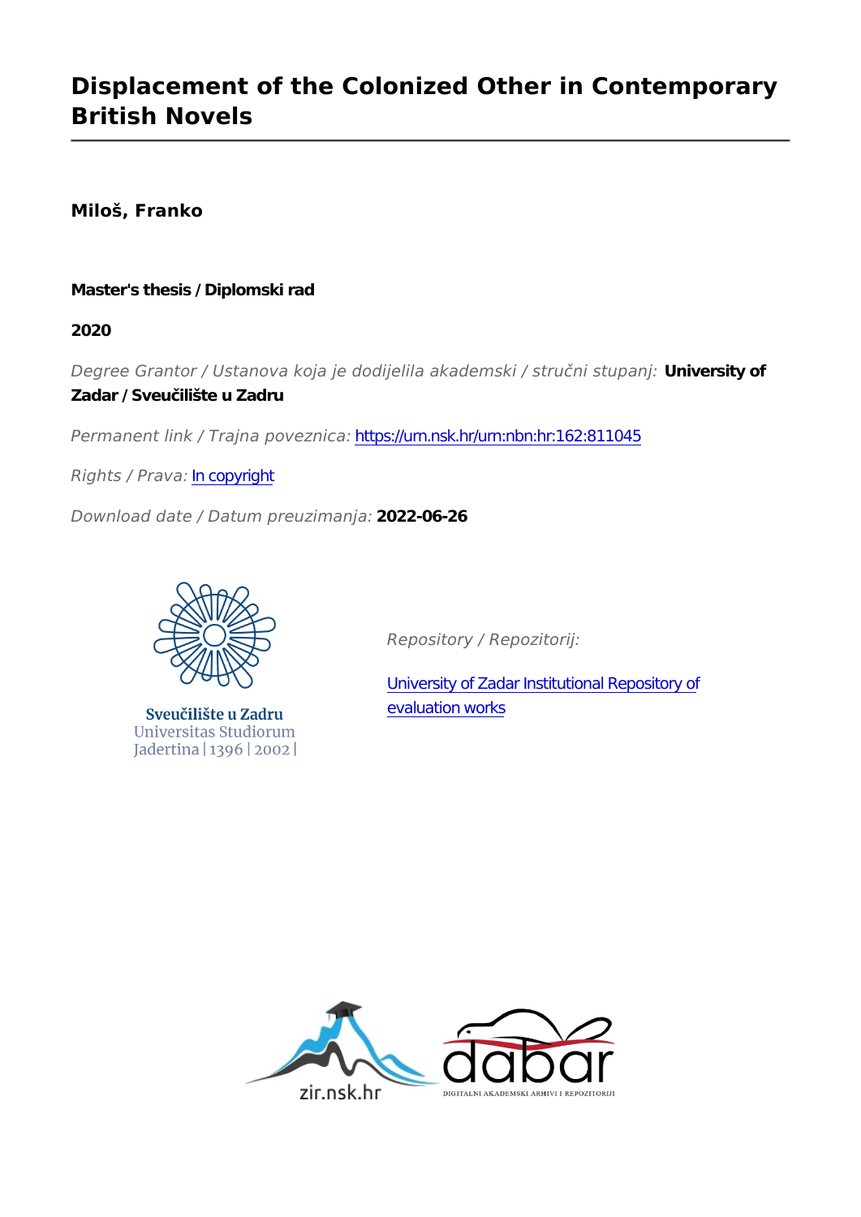# Displacement of the Colonized Other in Contemporary British Novels

**Miloš, Franko**

**Master's thesis / Diplomski rad**

**2020**

*Degree Grantor / Ustanova koja je dodijelila akademski / stručni stupanj:* **University of Zadar / Sveučilište u Zadru**

*Permanent link / Trajna poveznica:* https://urn.nsk.hr/urn:nbn:hr:162:811045

*Rights / Prava:* In copyright

*Download date / Datum preuzimanja:* **2022-06-26**

Sveučilište u Zadru
Universitas Studiorum
Jadertina | 1396 | 2002 |

*Repository / Repozitorij:*

University of Zadar Institutional Repository of evaluation works

zir.nsk.hr

dabar
DIGITALNI AKADEMSKI ARHIVI I REPOZITORIJI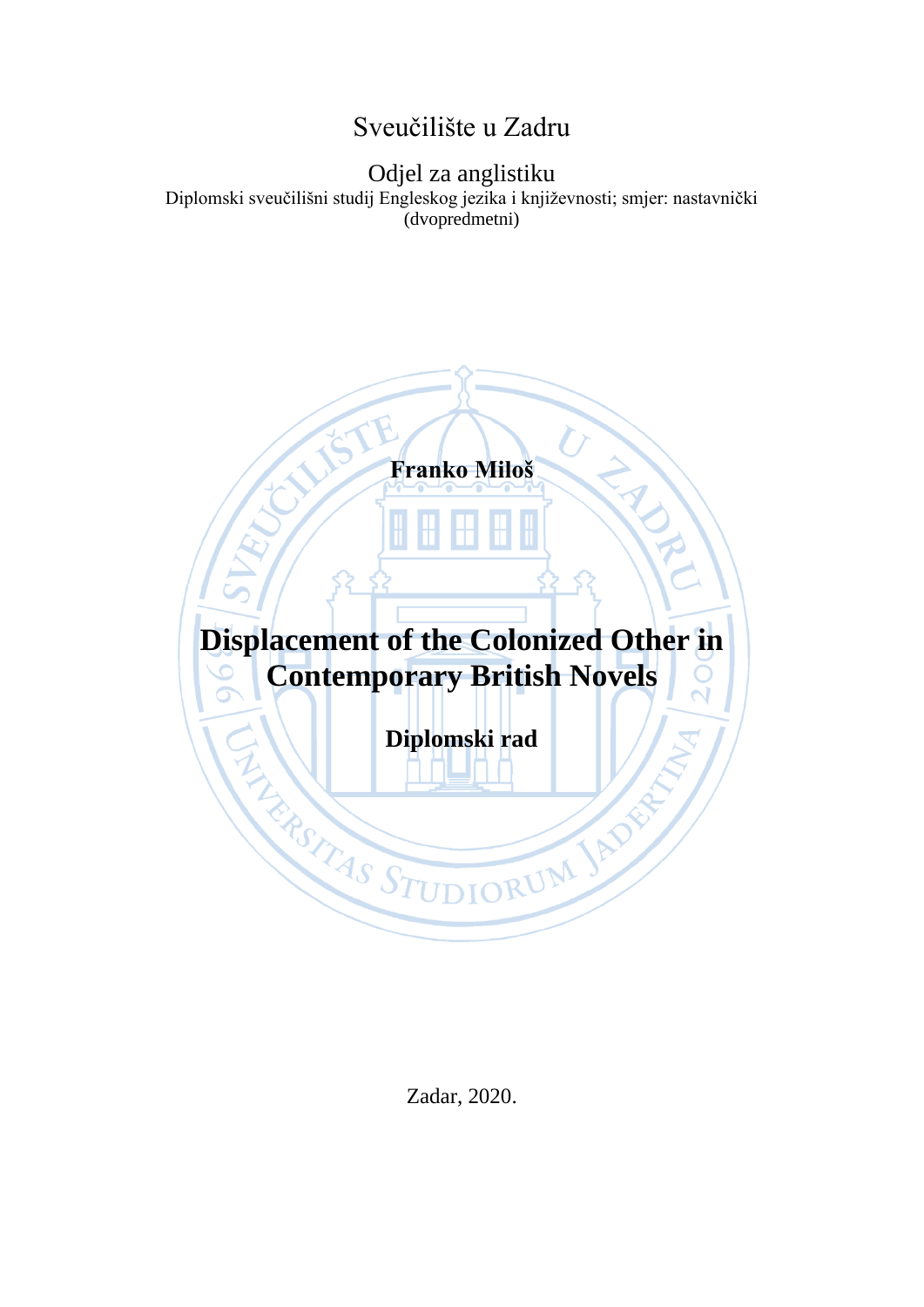Sveučilište u Zadru

Odjel za anglistiku

Diplomski sveučilišni studij Engleskog jezika i književnosti; smjer: nastavnički (dvopredmetni)

**Franko Miloš**

# Displacement of the Colonized Other in Contemporary British Novels

**Diplomski rad**

Zadar, 2020.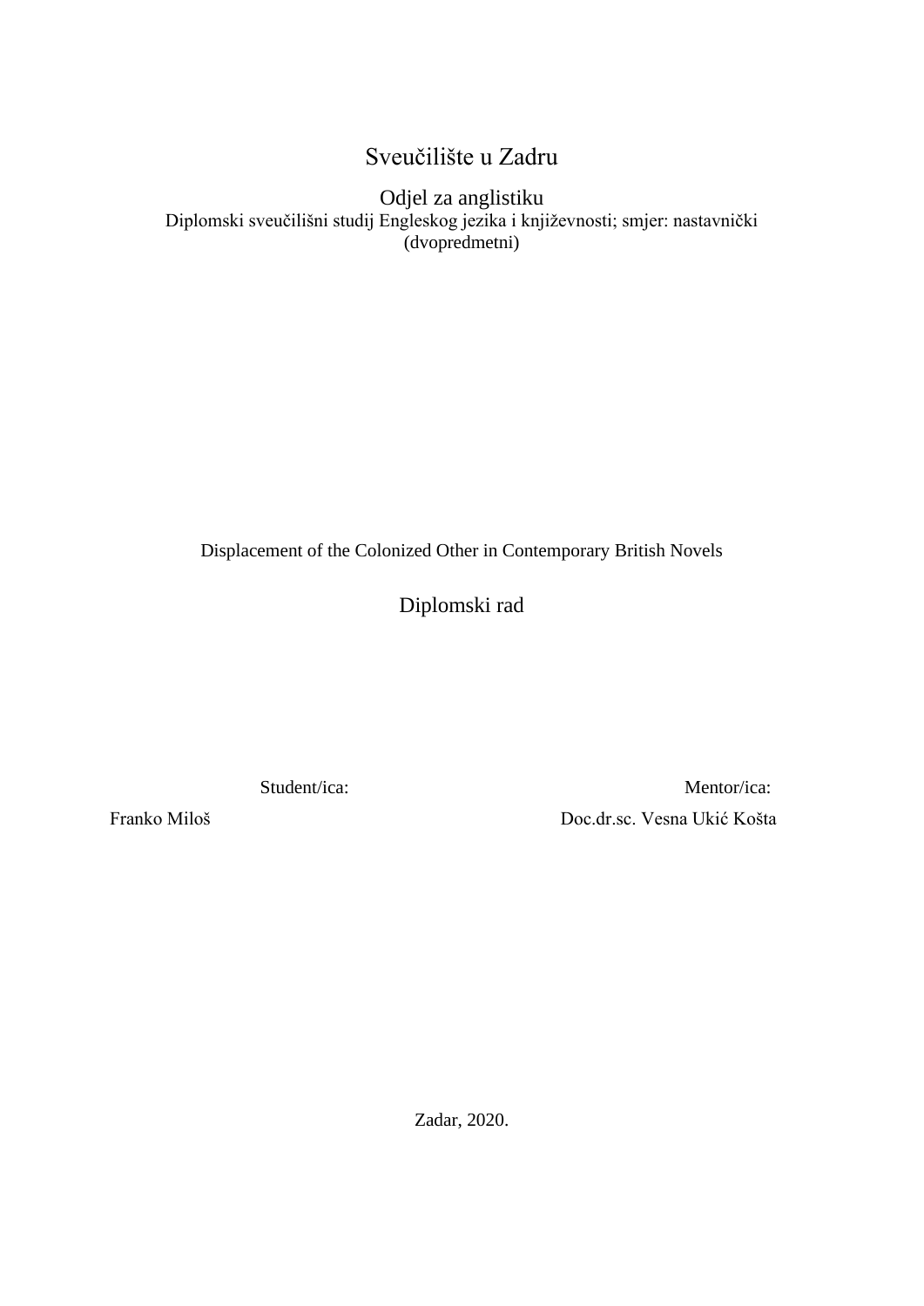Sveučilište u Zadru

Odjel za anglistiku

Diplomski sveučilišni studij Engleskog jezika i književnosti; smjer: nastavnički (dvopredmetni)

Displacement of the Colonized Other in Contemporary British Novels

Diplomski rad

| Student/ica: | Mentor/ica: |
| --- | --- |
| Franko Miloš | Doc.dr.sc. Vesna Ukić Košta |

Zadar, 2020.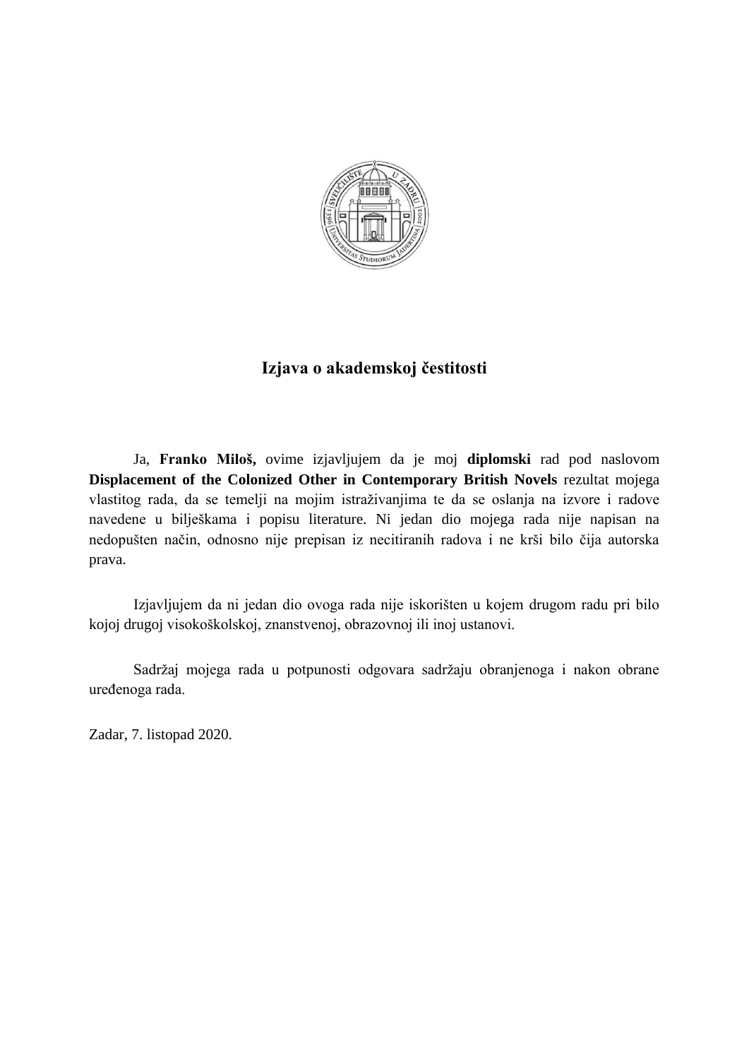## Izjava o akademskoj čestitosti

Ja, **Franko Miloš,** ovime izjavljujem da je moj **diplomski** rad pod naslovom **Displacement of the Colonized Other in Contemporary British Novels** rezultat mojega vlastitog rada, da se temelji na mojim istraživanjima te da se oslanja na izvore i radove navedene u bilješkama i popisu literature. Ni jedan dio mojega rada nije napisan na nedopušten način, odnosno nije prepisan iz necitiranih radova i ne krši bilo čija autorska prava.

Izjavljujem da ni jedan dio ovoga rada nije iskorišten u kojem drugom radu pri bilo kojoj drugoj visokoškolskoj, znanstvenoj, obrazovnoj ili inoj ustanovi.

Sadržaj mojega rada u potpunosti odgovara sadržaju obranjenoga i nakon obrane uređenoga rada.

Zadar, 7. listopad 2020.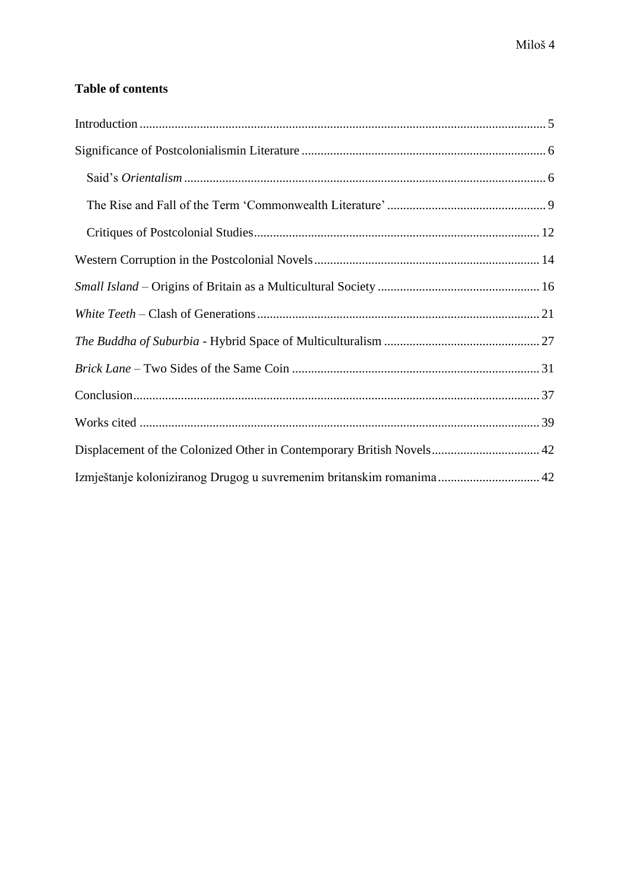**Table of contents**

Introduction ........................................................................................................................... 5

Significance of Postcolonialismin Literature ........................................................................... 6

Said's *Orientalism* ................................................................................................................ 6

The Rise and Fall of the Term 'Commonwealth Literature' ................................................. 9

Critiques of Postcolonial Studies ......................................................................................... 12

Western Corruption in the Postcolonial Novels ...................................................................... 14

*Small Island* – Origins of Britain as a Multicultural Society .................................................. 16

*White Teeth* – Clash of Generations ....................................................................................... 21

*The Buddha of Suburbia* - Hybrid Space of Multiculturalism ................................................ 27

*Brick Lane* – Two Sides of the Same Coin ............................................................................. 31

Conclusion ............................................................................................................................... 37

Works cited ............................................................................................................................. 39

Displacement of the Colonized Other in Contemporary British Novels .................................. 42

Izmještanje koloniziranog Drugog u suvremenim britanskim romanima ................................ 42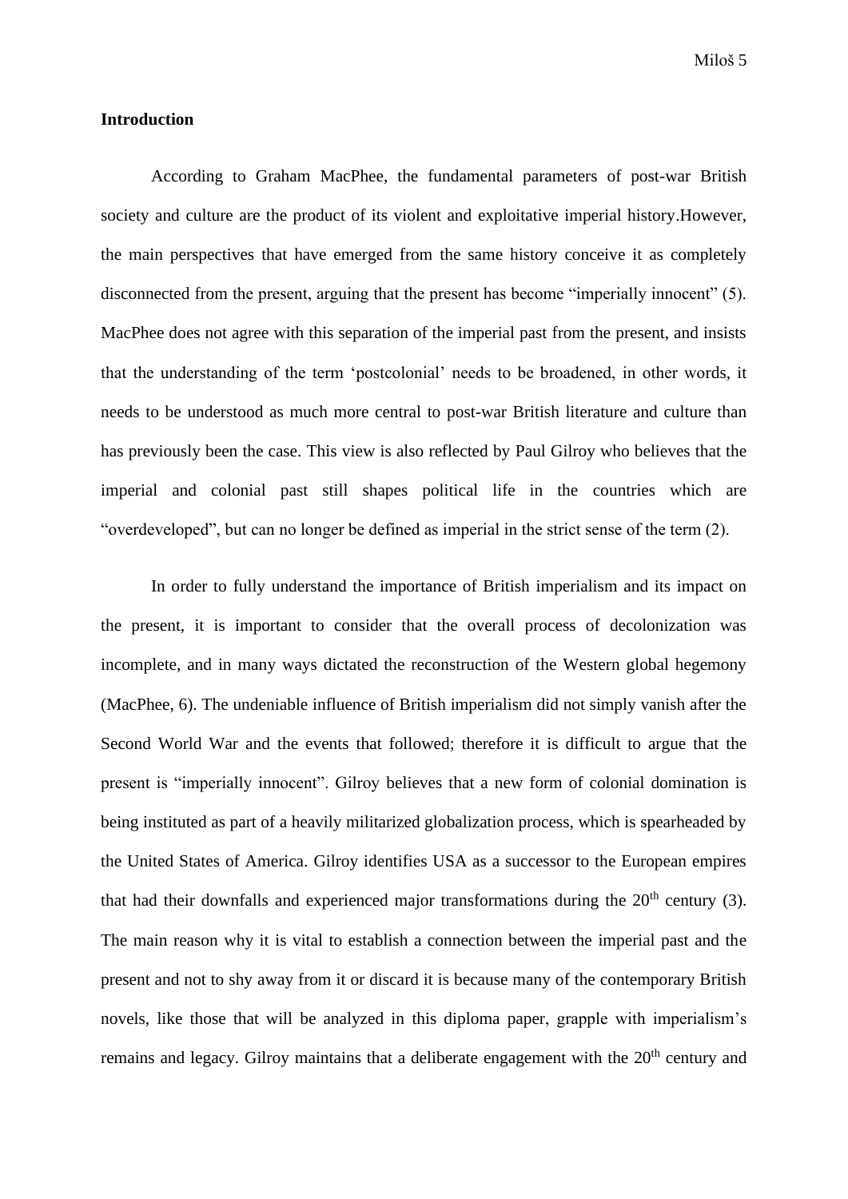## Introduction

According to Graham MacPhee, the fundamental parameters of post-war British society and culture are the product of its violent and exploitative imperial history.However, the main perspectives that have emerged from the same history conceive it as completely disconnected from the present, arguing that the present has become "imperially innocent" (5). MacPhee does not agree with this separation of the imperial past from the present, and insists that the understanding of the term 'postcolonial' needs to be broadened, in other words, it needs to be understood as much more central to post-war British literature and culture than has previously been the case. This view is also reflected by Paul Gilroy who believes that the imperial and colonial past still shapes political life in the countries which are "overdeveloped", but can no longer be defined as imperial in the strict sense of the term (2).

In order to fully understand the importance of British imperialism and its impact on the present, it is important to consider that the overall process of decolonization was incomplete, and in many ways dictated the reconstruction of the Western global hegemony (MacPhee, 6). The undeniable influence of British imperialism did not simply vanish after the Second World War and the events that followed; therefore it is difficult to argue that the present is "imperially innocent". Gilroy believes that a new form of colonial domination is being instituted as part of a heavily militarized globalization process, which is spearheaded by the United States of America. Gilroy identifies USA as a successor to the European empires that had their downfalls and experienced major transformations during the 20th century (3). The main reason why it is vital to establish a connection between the imperial past and the present and not to shy away from it or discard it is because many of the contemporary British novels, like those that will be analyzed in this diploma paper, grapple with imperialism's remains and legacy. Gilroy maintains that a deliberate engagement with the 20th century and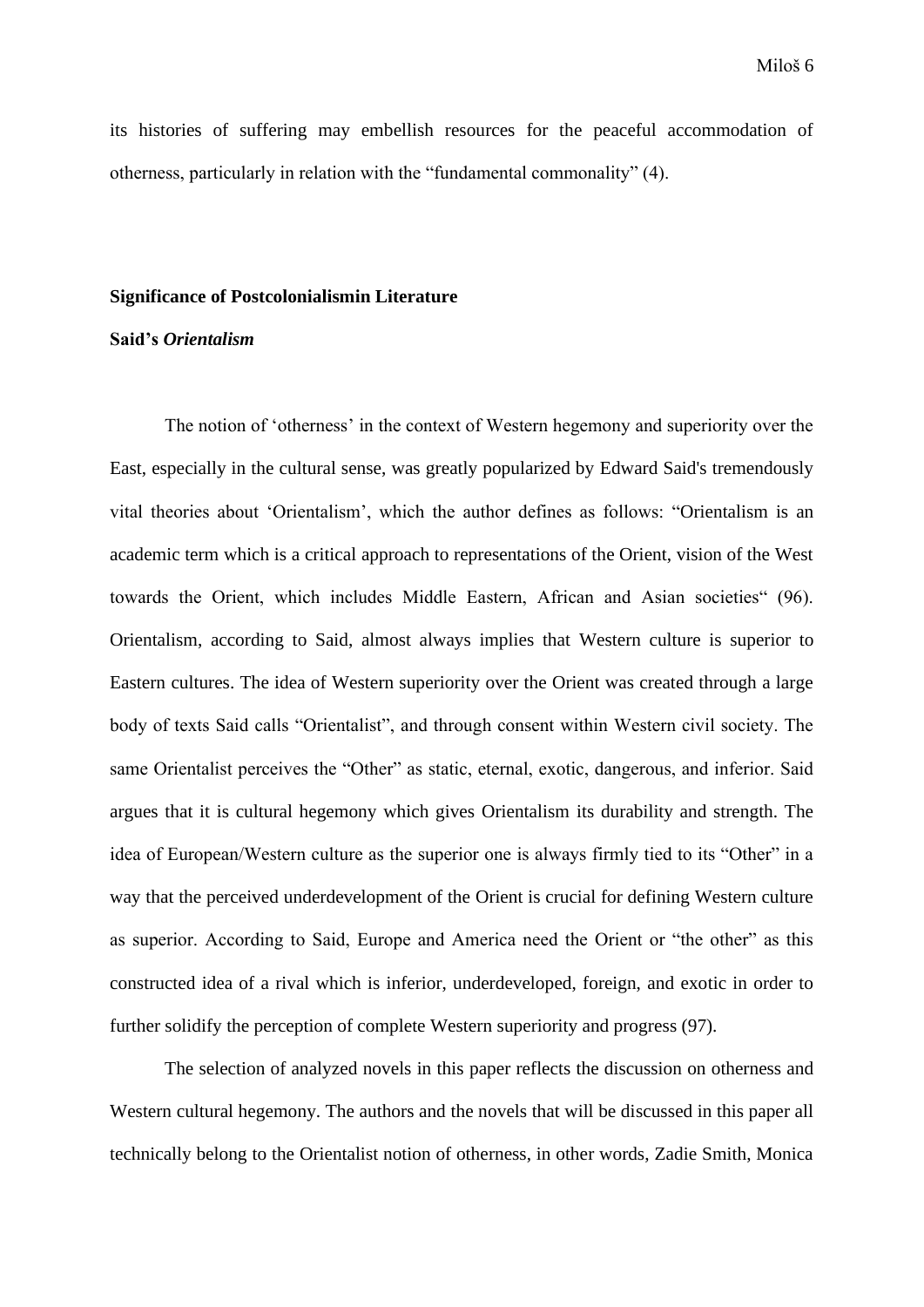its histories of suffering may embellish resources for the peaceful accommodation of otherness, particularly in relation with the "fundamental commonality" (4).

## Significance of Postcolonialismin Literature

### Said's *Orientalism*

The notion of 'otherness' in the context of Western hegemony and superiority over the East, especially in the cultural sense, was greatly popularized by Edward Said's tremendously vital theories about 'Orientalism', which the author defines as follows: "Orientalism is an academic term which is a critical approach to representations of the Orient, vision of the West towards the Orient, which includes Middle Eastern, African and Asian societies" (96). Orientalism, according to Said, almost always implies that Western culture is superior to Eastern cultures. The idea of Western superiority over the Orient was created through a large body of texts Said calls "Orientalist", and through consent within Western civil society. The same Orientalist perceives the "Other" as static, eternal, exotic, dangerous, and inferior. Said argues that it is cultural hegemony which gives Orientalism its durability and strength. The idea of European/Western culture as the superior one is always firmly tied to its "Other" in a way that the perceived underdevelopment of the Orient is crucial for defining Western culture as superior. According to Said, Europe and America need the Orient or "the other" as this constructed idea of a rival which is inferior, underdeveloped, foreign, and exotic in order to further solidify the perception of complete Western superiority and progress (97).

The selection of analyzed novels in this paper reflects the discussion on otherness and Western cultural hegemony. The authors and the novels that will be discussed in this paper all technically belong to the Orientalist notion of otherness, in other words, Zadie Smith, Monica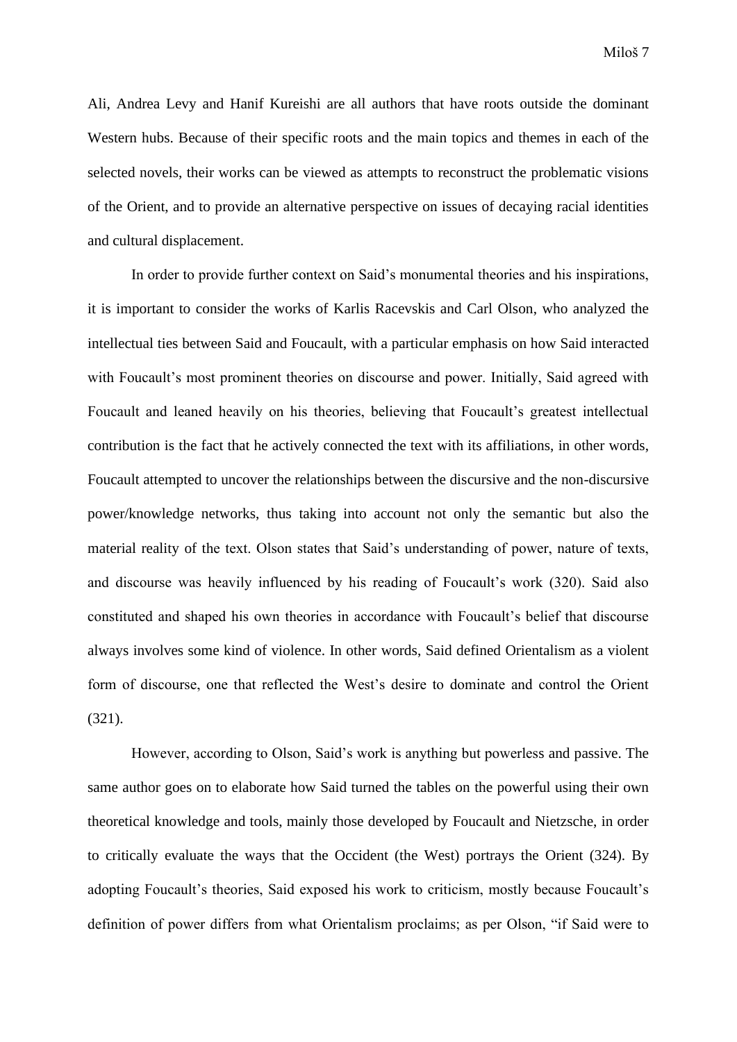Ali, Andrea Levy and Hanif Kureishi are all authors that have roots outside the dominant Western hubs. Because of their specific roots and the main topics and themes in each of the selected novels, their works can be viewed as attempts to reconstruct the problematic visions of the Orient, and to provide an alternative perspective on issues of decaying racial identities and cultural displacement.

In order to provide further context on Said's monumental theories and his inspirations, it is important to consider the works of Karlis Racevskis and Carl Olson, who analyzed the intellectual ties between Said and Foucault, with a particular emphasis on how Said interacted with Foucault's most prominent theories on discourse and power. Initially, Said agreed with Foucault and leaned heavily on his theories, believing that Foucault's greatest intellectual contribution is the fact that he actively connected the text with its affiliations, in other words, Foucault attempted to uncover the relationships between the discursive and the non-discursive power/knowledge networks, thus taking into account not only the semantic but also the material reality of the text. Olson states that Said's understanding of power, nature of texts, and discourse was heavily influenced by his reading of Foucault's work (320). Said also constituted and shaped his own theories in accordance with Foucault's belief that discourse always involves some kind of violence. In other words, Said defined Orientalism as a violent form of discourse, one that reflected the West's desire to dominate and control the Orient (321).

However, according to Olson, Said's work is anything but powerless and passive. The same author goes on to elaborate how Said turned the tables on the powerful using their own theoretical knowledge and tools, mainly those developed by Foucault and Nietzsche, in order to critically evaluate the ways that the Occident (the West) portrays the Orient (324). By adopting Foucault's theories, Said exposed his work to criticism, mostly because Foucault's definition of power differs from what Orientalism proclaims; as per Olson, "if Said were to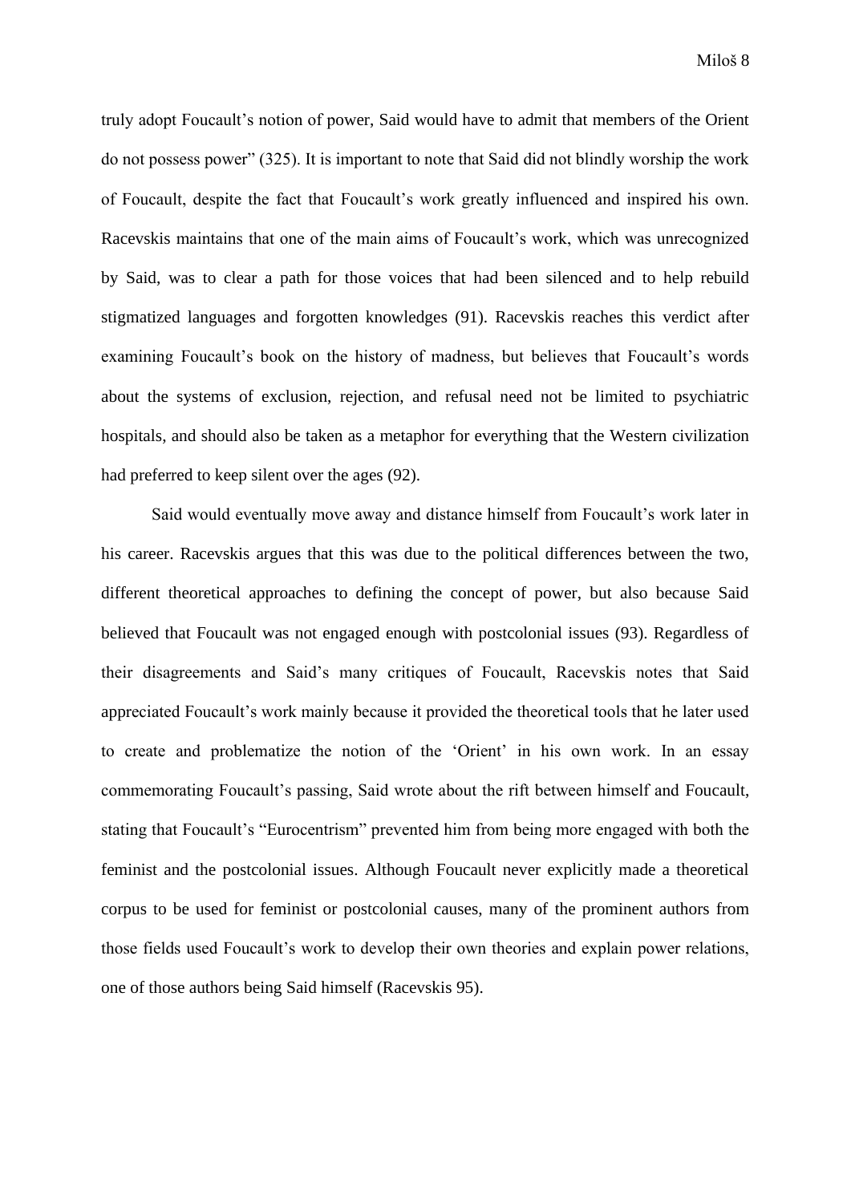truly adopt Foucault's notion of power, Said would have to admit that members of the Orient do not possess power" (325). It is important to note that Said did not blindly worship the work of Foucault, despite the fact that Foucault's work greatly influenced and inspired his own. Racevskis maintains that one of the main aims of Foucault's work, which was unrecognized by Said, was to clear a path for those voices that had been silenced and to help rebuild stigmatized languages and forgotten knowledges (91). Racevskis reaches this verdict after examining Foucault's book on the history of madness, but believes that Foucault's words about the systems of exclusion, rejection, and refusal need not be limited to psychiatric hospitals, and should also be taken as a metaphor for everything that the Western civilization had preferred to keep silent over the ages (92).

Said would eventually move away and distance himself from Foucault's work later in his career. Racevskis argues that this was due to the political differences between the two, different theoretical approaches to defining the concept of power, but also because Said believed that Foucault was not engaged enough with postcolonial issues (93). Regardless of their disagreements and Said's many critiques of Foucault, Racevskis notes that Said appreciated Foucault's work mainly because it provided the theoretical tools that he later used to create and problematize the notion of the 'Orient' in his own work. In an essay commemorating Foucault's passing, Said wrote about the rift between himself and Foucault, stating that Foucault's "Eurocentrism" prevented him from being more engaged with both the feminist and the postcolonial issues. Although Foucault never explicitly made a theoretical corpus to be used for feminist or postcolonial causes, many of the prominent authors from those fields used Foucault's work to develop their own theories and explain power relations, one of those authors being Said himself (Racevskis 95).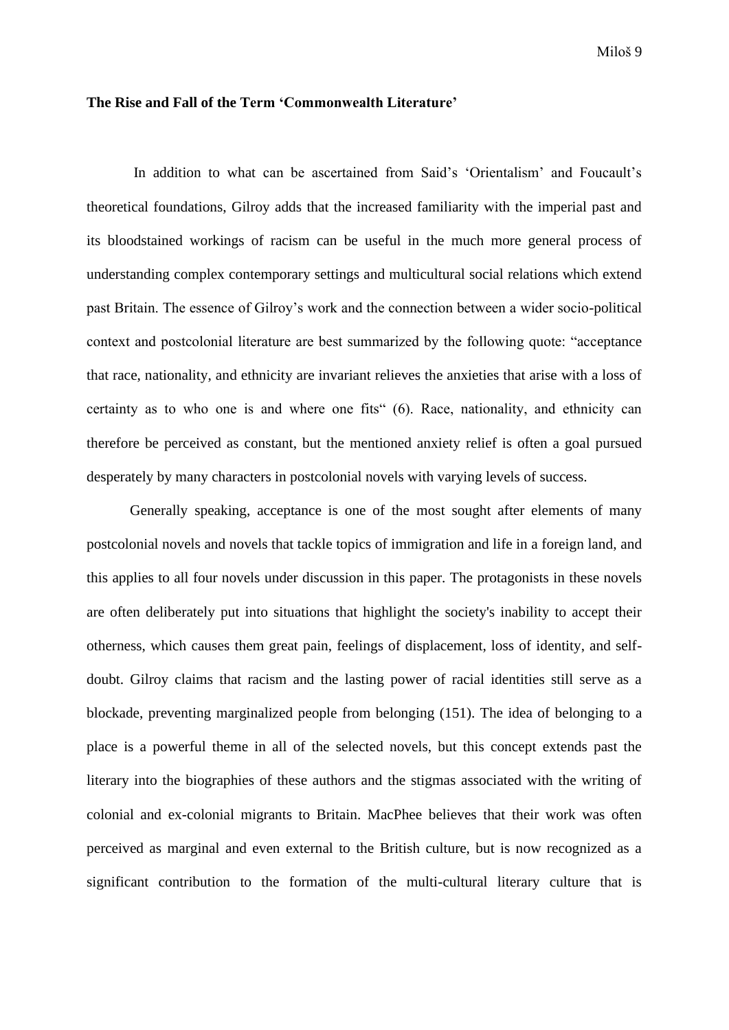**The Rise and Fall of the Term 'Commonwealth Literature'**

In addition to what can be ascertained from Said's 'Orientalism' and Foucault's theoretical foundations, Gilroy adds that the increased familiarity with the imperial past and its bloodstained workings of racism can be useful in the much more general process of understanding complex contemporary settings and multicultural social relations which extend past Britain. The essence of Gilroy's work and the connection between a wider socio-political context and postcolonial literature are best summarized by the following quote: "acceptance that race, nationality, and ethnicity are invariant relieves the anxieties that arise with a loss of certainty as to who one is and where one fits" (6). Race, nationality, and ethnicity can therefore be perceived as constant, but the mentioned anxiety relief is often a goal pursued desperately by many characters in postcolonial novels with varying levels of success.

Generally speaking, acceptance is one of the most sought after elements of many postcolonial novels and novels that tackle topics of immigration and life in a foreign land, and this applies to all four novels under discussion in this paper. The protagonists in these novels are often deliberately put into situations that highlight the society's inability to accept their otherness, which causes them great pain, feelings of displacement, loss of identity, and self-doubt. Gilroy claims that racism and the lasting power of racial identities still serve as a blockade, preventing marginalized people from belonging (151). The idea of belonging to a place is a powerful theme in all of the selected novels, but this concept extends past the literary into the biographies of these authors and the stigmas associated with the writing of colonial and ex-colonial migrants to Britain. MacPhee believes that their work was often perceived as marginal and even external to the British culture, but is now recognized as a significant contribution to the formation of the multi-cultural literary culture that is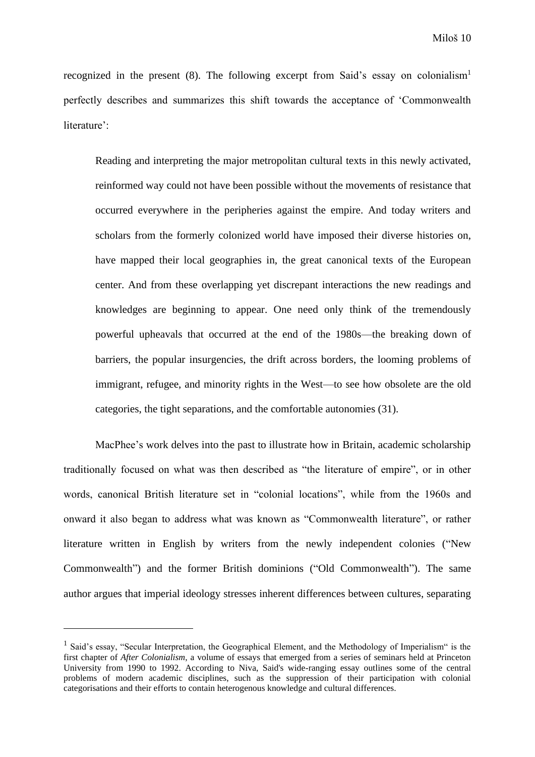recognized in the present (8). The following excerpt from Said's essay on colonialism[1] perfectly describes and summarizes this shift towards the acceptance of 'Commonwealth literature':

> Reading and interpreting the major metropolitan cultural texts in this newly activated, reinformed way could not have been possible without the movements of resistance that occurred everywhere in the peripheries against the empire. And today writers and scholars from the formerly colonized world have imposed their diverse histories on, have mapped their local geographies in, the great canonical texts of the European center. And from these overlapping yet discrepant interactions the new readings and knowledges are beginning to appear. One need only think of the tremendously powerful upheavals that occurred at the end of the 1980s—the breaking down of barriers, the popular insurgencies, the drift across borders, the looming problems of immigrant, refugee, and minority rights in the West—to see how obsolete are the old categories, the tight separations, and the comfortable autonomies (31).

MacPhee's work delves into the past to illustrate how in Britain, academic scholarship traditionally focused on what was then described as "the literature of empire", or in other words, canonical British literature set in "colonial locations", while from the 1960s and onward it also began to address what was known as "Commonwealth literature", or rather literature written in English by writers from the newly independent colonies ("New Commonwealth") and the former British dominions ("Old Commonwealth"). The same author argues that imperial ideology stresses inherent differences between cultures, separating

---

[1] Said's essay, "Secular Interpretation, the Geographical Element, and the Methodology of Imperialism" is the first chapter of *After Colonialism*, a volume of essays that emerged from a series of seminars held at Princeton University from 1990 to 1992. According to Niva, Said's wide-ranging essay outlines some of the central problems of modern academic disciplines, such as the suppression of their participation with colonial categorisations and their efforts to contain heterogenous knowledge and cultural differences.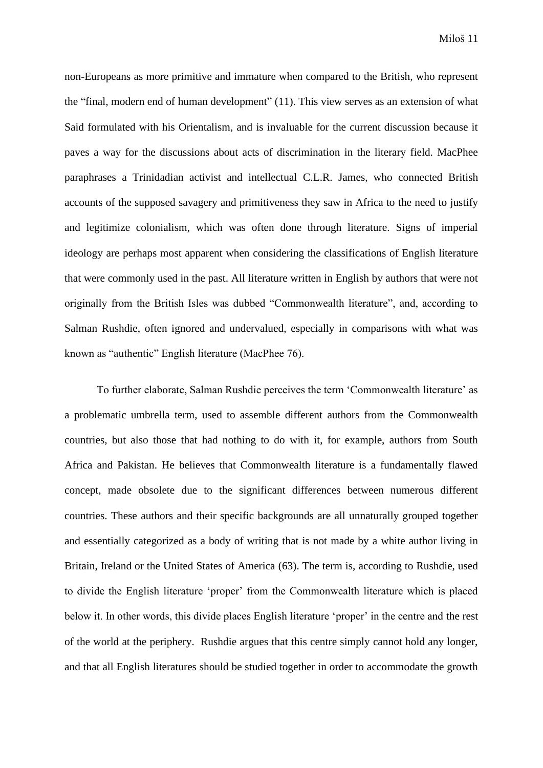non-Europeans as more primitive and immature when compared to the British, who represent the "final, modern end of human development" (11). This view serves as an extension of what Said formulated with his Orientalism, and is invaluable for the current discussion because it paves a way for the discussions about acts of discrimination in the literary field. MacPhee paraphrases a Trinidadian activist and intellectual C.L.R. James, who connected British accounts of the supposed savagery and primitiveness they saw in Africa to the need to justify and legitimize colonialism, which was often done through literature. Signs of imperial ideology are perhaps most apparent when considering the classifications of English literature that were commonly used in the past. All literature written in English by authors that were not originally from the British Isles was dubbed "Commonwealth literature", and, according to Salman Rushdie, often ignored and undervalued, especially in comparisons with what was known as "authentic" English literature (MacPhee 76).

To further elaborate, Salman Rushdie perceives the term 'Commonwealth literature' as a problematic umbrella term, used to assemble different authors from the Commonwealth countries, but also those that had nothing to do with it, for example, authors from South Africa and Pakistan. He believes that Commonwealth literature is a fundamentally flawed concept, made obsolete due to the significant differences between numerous different countries. These authors and their specific backgrounds are all unnaturally grouped together and essentially categorized as a body of writing that is not made by a white author living in Britain, Ireland or the United States of America (63). The term is, according to Rushdie, used to divide the English literature 'proper' from the Commonwealth literature which is placed below it. In other words, this divide places English literature 'proper' in the centre and the rest of the world at the periphery. Rushdie argues that this centre simply cannot hold any longer, and that all English literatures should be studied together in order to accommodate the growth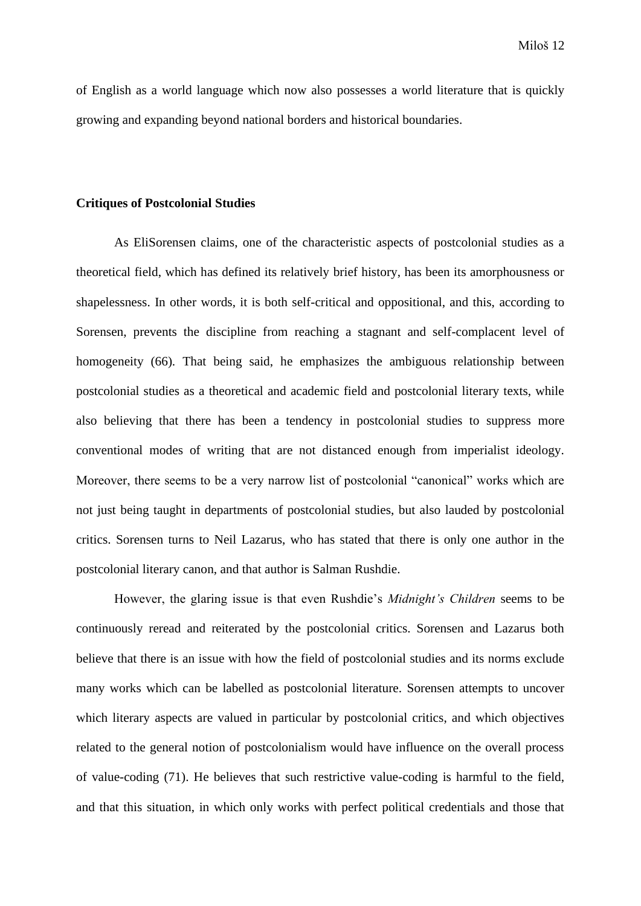of English as a world language which now also possesses a world literature that is quickly growing and expanding beyond national borders and historical boundaries.

## Critiques of Postcolonial Studies

As EliSorensen claims, one of the characteristic aspects of postcolonial studies as a theoretical field, which has defined its relatively brief history, has been its amorphousness or shapelessness. In other words, it is both self-critical and oppositional, and this, according to Sorensen, prevents the discipline from reaching a stagnant and self-complacent level of homogeneity (66). That being said, he emphasizes the ambiguous relationship between postcolonial studies as a theoretical and academic field and postcolonial literary texts, while also believing that there has been a tendency in postcolonial studies to suppress more conventional modes of writing that are not distanced enough from imperialist ideology. Moreover, there seems to be a very narrow list of postcolonial "canonical" works which are not just being taught in departments of postcolonial studies, but also lauded by postcolonial critics. Sorensen turns to Neil Lazarus, who has stated that there is only one author in the postcolonial literary canon, and that author is Salman Rushdie.

However, the glaring issue is that even Rushdie's *Midnight's Children* seems to be continuously reread and reiterated by the postcolonial critics. Sorensen and Lazarus both believe that there is an issue with how the field of postcolonial studies and its norms exclude many works which can be labelled as postcolonial literature. Sorensen attempts to uncover which literary aspects are valued in particular by postcolonial critics, and which objectives related to the general notion of postcolonialism would have influence on the overall process of value-coding (71). He believes that such restrictive value-coding is harmful to the field, and that this situation, in which only works with perfect political credentials and those that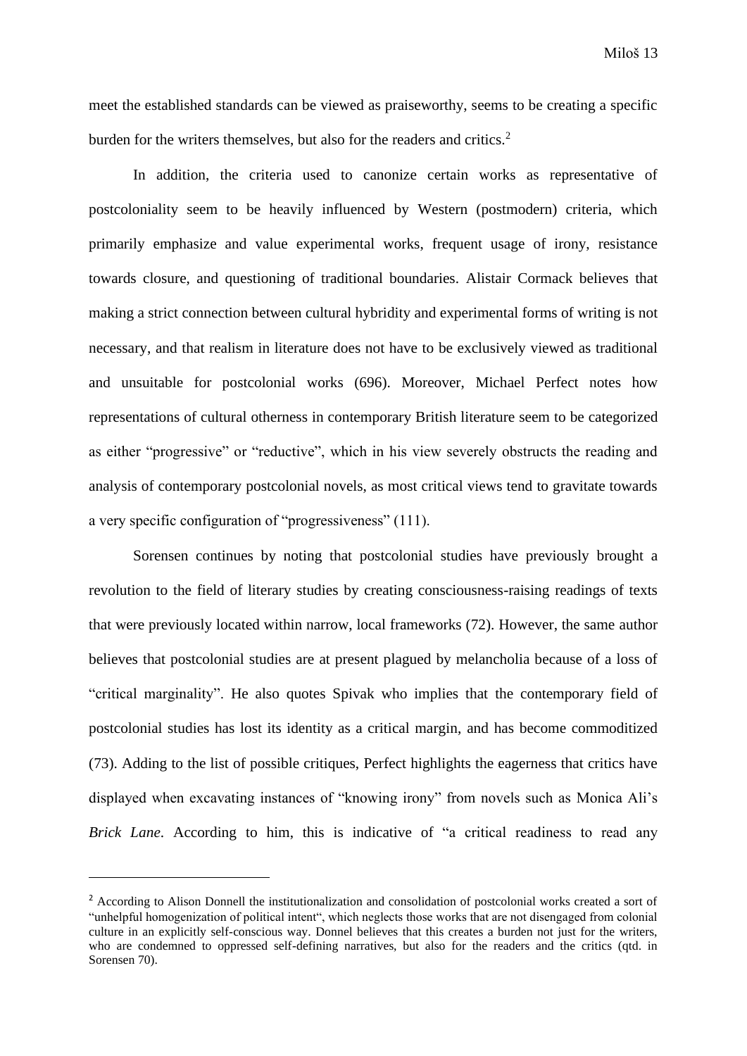meet the established standards can be viewed as praiseworthy, seems to be creating a specific burden for the writers themselves, but also for the readers and critics.[2]

In addition, the criteria used to canonize certain works as representative of postcoloniality seem to be heavily influenced by Western (postmodern) criteria, which primarily emphasize and value experimental works, frequent usage of irony, resistance towards closure, and questioning of traditional boundaries. Alistair Cormack believes that making a strict connection between cultural hybridity and experimental forms of writing is not necessary, and that realism in literature does not have to be exclusively viewed as traditional and unsuitable for postcolonial works (696). Moreover, Michael Perfect notes how representations of cultural otherness in contemporary British literature seem to be categorized as either "progressive" or "reductive", which in his view severely obstructs the reading and analysis of contemporary postcolonial novels, as most critical views tend to gravitate towards a very specific configuration of "progressiveness" (111).

Sorensen continues by noting that postcolonial studies have previously brought a revolution to the field of literary studies by creating consciousness-raising readings of texts that were previously located within narrow, local frameworks (72). However, the same author believes that postcolonial studies are at present plagued by melancholia because of a loss of "critical marginality". He also quotes Spivak who implies that the contemporary field of postcolonial studies has lost its identity as a critical margin, and has become commoditized (73). Adding to the list of possible critiques, Perfect highlights the eagerness that critics have displayed when excavating instances of "knowing irony" from novels such as Monica Ali's *Brick Lane*. According to him, this is indicative of "a critical readiness to read any

---

[2] According to Alison Donnell the institutionalization and consolidation of postcolonial works created a sort of "unhelpful homogenization of political intent", which neglects those works that are not disengaged from colonial culture in an explicitly self-conscious way. Donnel believes that this creates a burden not just for the writers, who are condemned to oppressed self-defining narratives, but also for the readers and the critics (qtd. in Sorensen 70).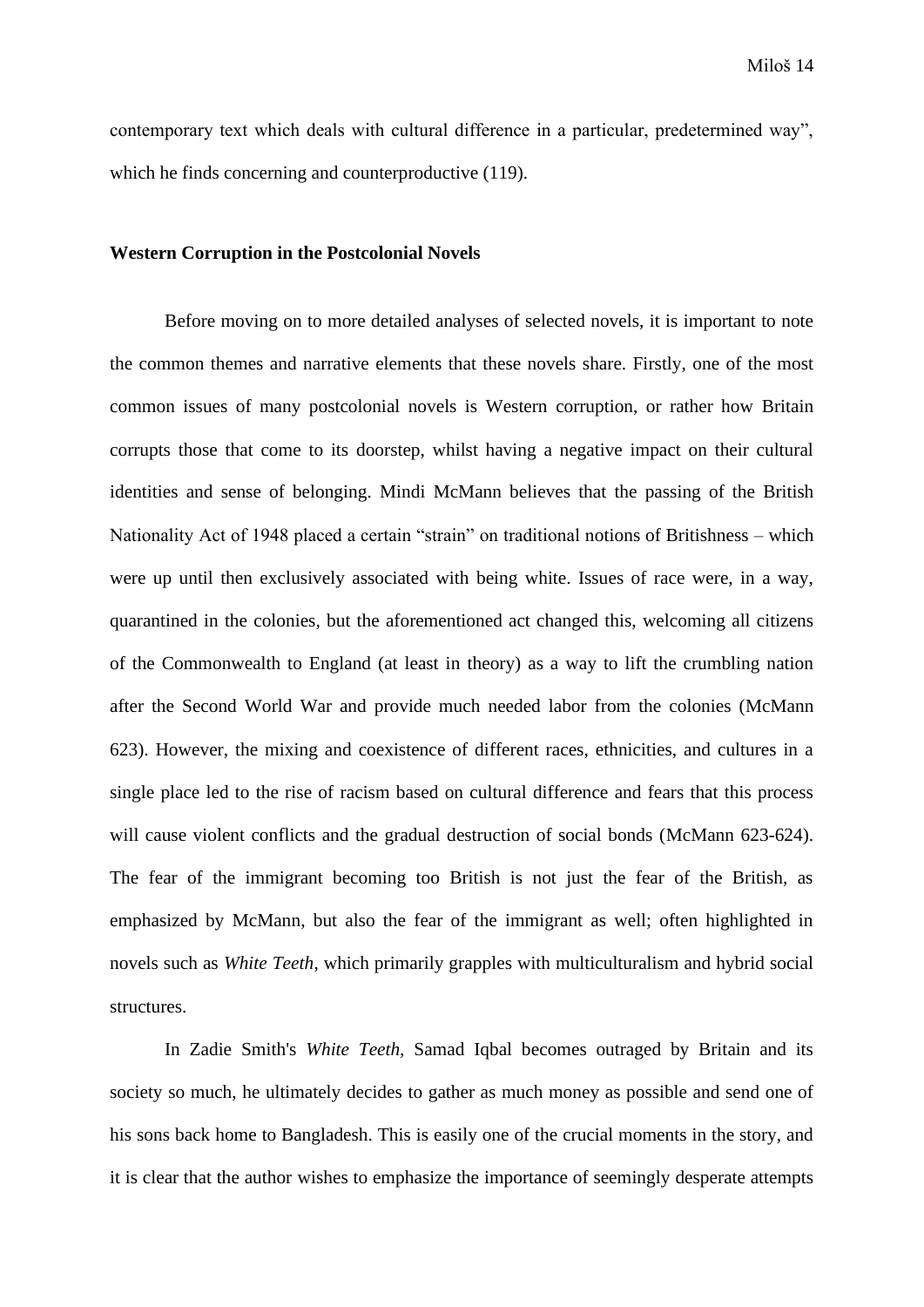contemporary text which deals with cultural difference in a particular, predetermined way", which he finds concerning and counterproductive (119).

### Western Corruption in the Postcolonial Novels

Before moving on to more detailed analyses of selected novels, it is important to note the common themes and narrative elements that these novels share. Firstly, one of the most common issues of many postcolonial novels is Western corruption, or rather how Britain corrupts those that come to its doorstep, whilst having a negative impact on their cultural identities and sense of belonging. Mindi McMann believes that the passing of the British Nationality Act of 1948 placed a certain "strain" on traditional notions of Britishness – which were up until then exclusively associated with being white. Issues of race were, in a way, quarantined in the colonies, but the aforementioned act changed this, welcoming all citizens of the Commonwealth to England (at least in theory) as a way to lift the crumbling nation after the Second World War and provide much needed labor from the colonies (McMann 623). However, the mixing and coexistence of different races, ethnicities, and cultures in a single place led to the rise of racism based on cultural difference and fears that this process will cause violent conflicts and the gradual destruction of social bonds (McMann 623-624). The fear of the immigrant becoming too British is not just the fear of the British, as emphasized by McMann, but also the fear of the immigrant as well; often highlighted in novels such as *White Teeth*, which primarily grapples with multiculturalism and hybrid social structures.

In Zadie Smith's *White Teeth*, Samad Iqbal becomes outraged by Britain and its society so much, he ultimately decides to gather as much money as possible and send one of his sons back home to Bangladesh. This is easily one of the crucial moments in the story, and it is clear that the author wishes to emphasize the importance of seemingly desperate attempts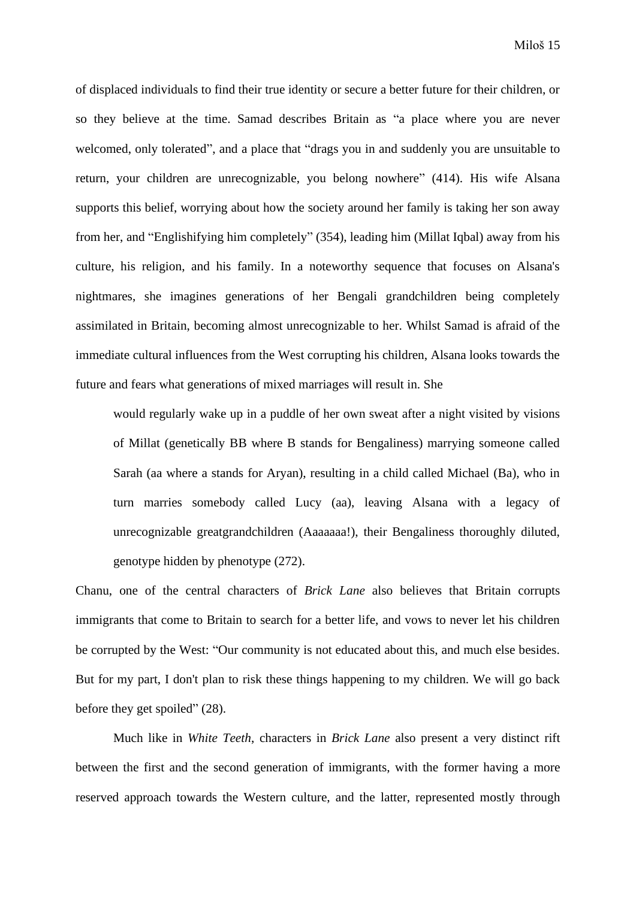of displaced individuals to find their true identity or secure a better future for their children, or so they believe at the time. Samad describes Britain as “a place where you are never welcomed, only tolerated”, and a place that “drags you in and suddenly you are unsuitable to return, your children are unrecognizable, you belong nowhere” (414). His wife Alsana supports this belief, worrying about how the society around her family is taking her son away from her, and “Englishifying him completely” (354), leading him (Millat Iqbal) away from his culture, his religion, and his family. In a noteworthy sequence that focuses on Alsana's nightmares, she imagines generations of her Bengali grandchildren being completely assimilated in Britain, becoming almost unrecognizable to her. Whilst Samad is afraid of the immediate cultural influences from the West corrupting his children, Alsana looks towards the future and fears what generations of mixed marriages will result in. She

> would regularly wake up in a puddle of her own sweat after a night visited by visions of Millat (genetically BB where B stands for Bengaliness) marrying someone called Sarah (aa where a stands for Aryan), resulting in a child called Michael (Ba), who in turn marries somebody called Lucy (aa), leaving Alsana with a legacy of unrecognizable greatgrandchildren (Aaaaaaa!), their Bengaliness thoroughly diluted, genotype hidden by phenotype (272).

Chanu, one of the central characters of *Brick Lane* also believes that Britain corrupts immigrants that come to Britain to search for a better life, and vows to never let his children be corrupted by the West: “Our community is not educated about this, and much else besides. But for my part, I don't plan to risk these things happening to my children. We will go back before they get spoiled” (28).

Much like in *White Teeth*, characters in *Brick Lane* also present a very distinct rift between the first and the second generation of immigrants, with the former having a more reserved approach towards the Western culture, and the latter, represented mostly through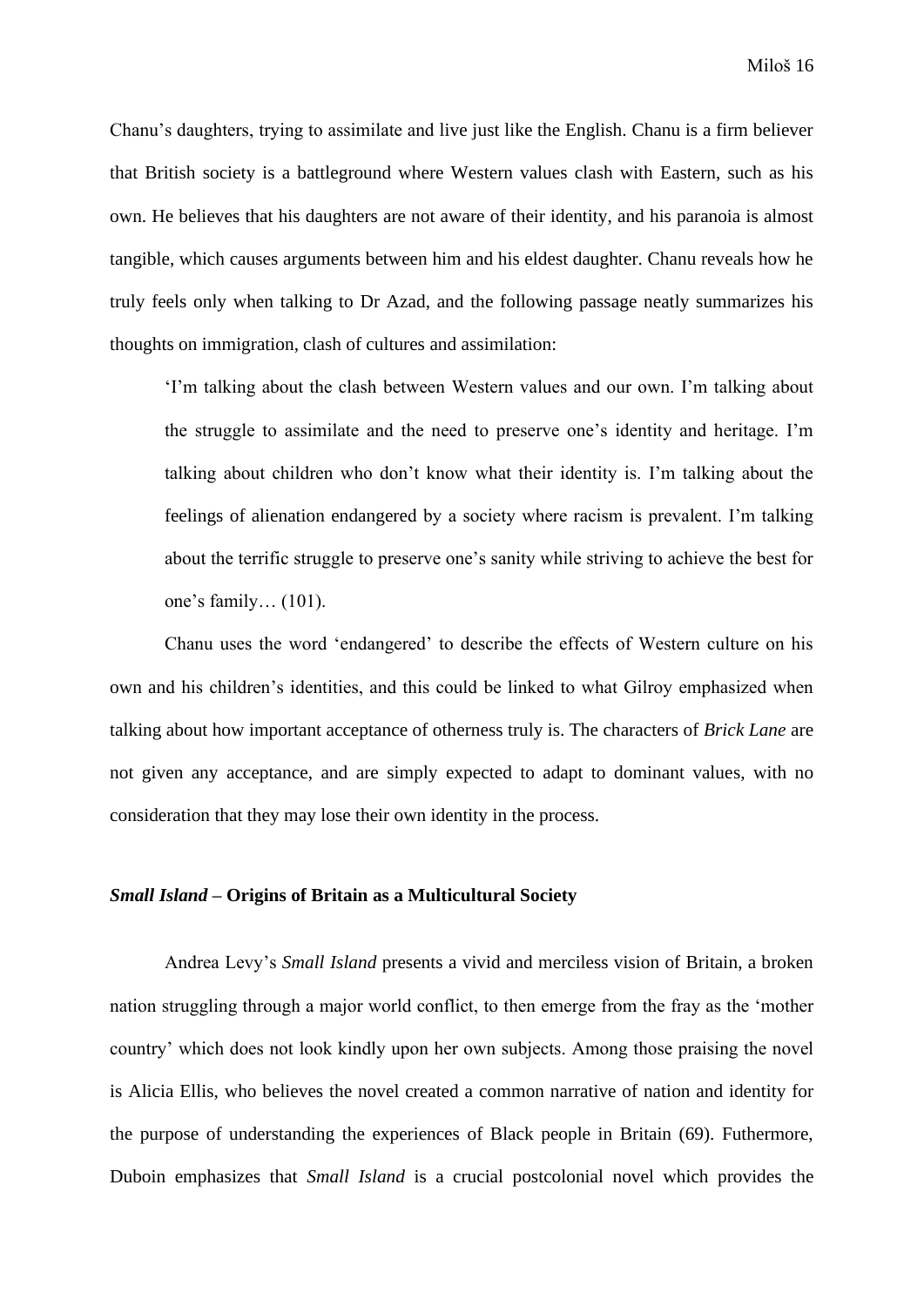Chanu's daughters, trying to assimilate and live just like the English. Chanu is a firm believer that British society is a battleground where Western values clash with Eastern, such as his own. He believes that his daughters are not aware of their identity, and his paranoia is almost tangible, which causes arguments between him and his eldest daughter. Chanu reveals how he truly feels only when talking to Dr Azad, and the following passage neatly summarizes his thoughts on immigration, clash of cultures and assimilation:

> 'I'm talking about the clash between Western values and our own. I'm talking about the struggle to assimilate and the need to preserve one's identity and heritage. I'm talking about children who don't know what their identity is. I'm talking about the feelings of alienation endangered by a society where racism is prevalent. I'm talking about the terrific struggle to preserve one's sanity while striving to achieve the best for one's family… (101).

Chanu uses the word 'endangered' to describe the effects of Western culture on his own and his children's identities, and this could be linked to what Gilroy emphasized when talking about how important acceptance of otherness truly is. The characters of *Brick Lane* are not given any acceptance, and are simply expected to adapt to dominant values, with no consideration that they may lose their own identity in the process.

### ***Small Island* – Origins of Britain as a Multicultural Society**

Andrea Levy's *Small Island* presents a vivid and merciless vision of Britain, a broken nation struggling through a major world conflict, to then emerge from the fray as the 'mother country' which does not look kindly upon her own subjects. Among those praising the novel is Alicia Ellis, who believes the novel created a common narrative of nation and identity for the purpose of understanding the experiences of Black people in Britain (69). Futhermore, Duboin emphasizes that *Small Island* is a crucial postcolonial novel which provides the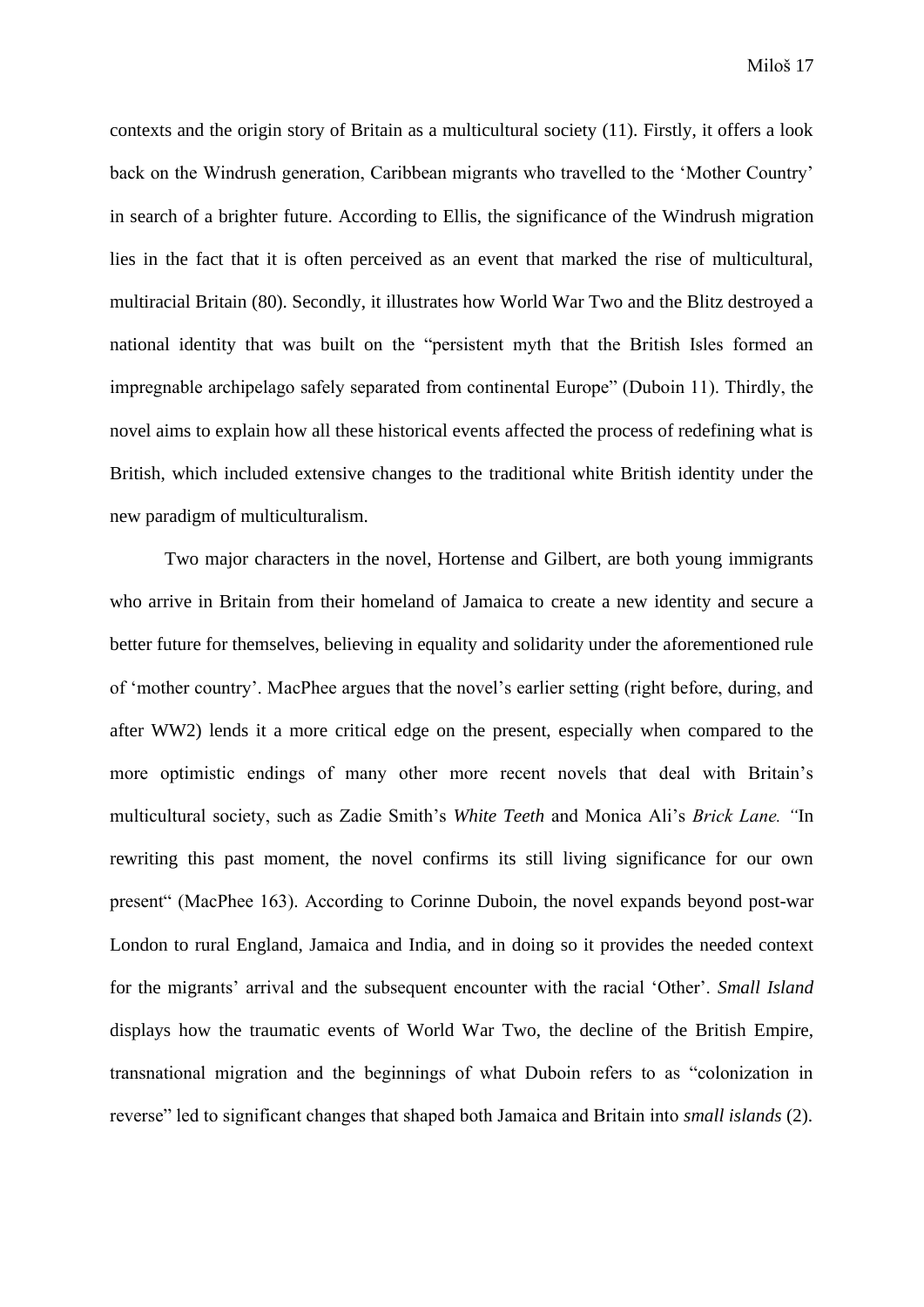contexts and the origin story of Britain as a multicultural society (11). Firstly, it offers a look back on the Windrush generation, Caribbean migrants who travelled to the 'Mother Country' in search of a brighter future. According to Ellis, the significance of the Windrush migration lies in the fact that it is often perceived as an event that marked the rise of multicultural, multiracial Britain (80). Secondly, it illustrates how World War Two and the Blitz destroyed a national identity that was built on the "persistent myth that the British Isles formed an impregnable archipelago safely separated from continental Europe" (Duboin 11). Thirdly, the novel aims to explain how all these historical events affected the process of redefining what is British, which included extensive changes to the traditional white British identity under the new paradigm of multiculturalism.

Two major characters in the novel, Hortense and Gilbert, are both young immigrants who arrive in Britain from their homeland of Jamaica to create a new identity and secure a better future for themselves, believing in equality and solidarity under the aforementioned rule of 'mother country'. MacPhee argues that the novel's earlier setting (right before, during, and after WW2) lends it a more critical edge on the present, especially when compared to the more optimistic endings of many other more recent novels that deal with Britain's multicultural society, such as Zadie Smith's *White Teeth* and Monica Ali's *Brick Lane.* "In rewriting this past moment, the novel confirms its still living significance for our own present" (MacPhee 163). According to Corinne Duboin, the novel expands beyond post-war London to rural England, Jamaica and India, and in doing so it provides the needed context for the migrants' arrival and the subsequent encounter with the racial 'Other'. *Small Island* displays how the traumatic events of World War Two, the decline of the British Empire, transnational migration and the beginnings of what Duboin refers to as "colonization in reverse" led to significant changes that shaped both Jamaica and Britain into *small islands* (2).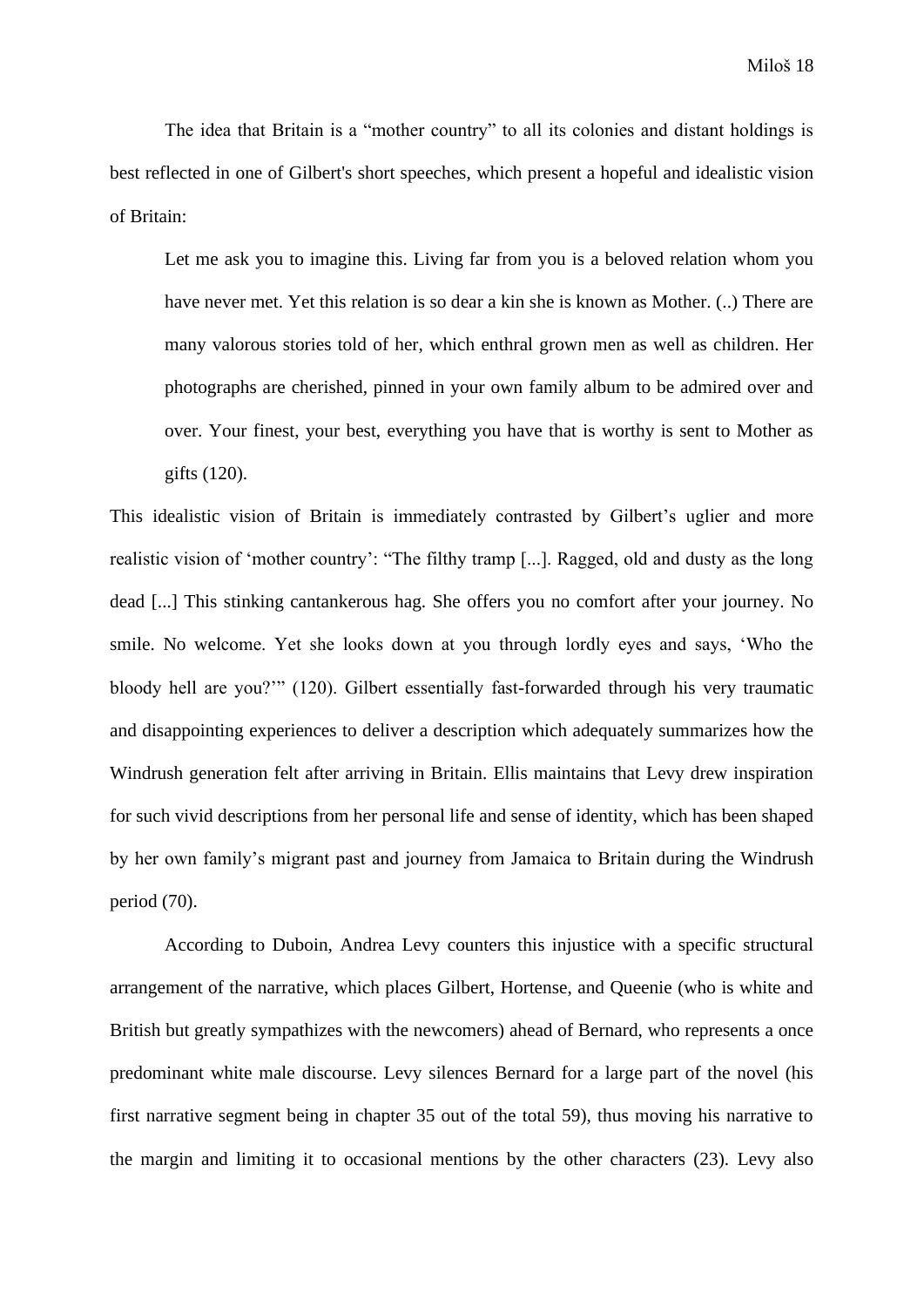The idea that Britain is a "mother country" to all its colonies and distant holdings is best reflected in one of Gilbert's short speeches, which present a hopeful and idealistic vision of Britain:

> Let me ask you to imagine this. Living far from you is a beloved relation whom you have never met. Yet this relation is so dear a kin she is known as Mother. (..) There are many valorous stories told of her, which enthral grown men as well as children. Her photographs are cherished, pinned in your own family album to be admired over and over. Your finest, your best, everything you have that is worthy is sent to Mother as gifts (120).

This idealistic vision of Britain is immediately contrasted by Gilbert's uglier and more realistic vision of 'mother country': "The filthy tramp [...]. Ragged, old and dusty as the long dead [...] This stinking cantankerous hag. She offers you no comfort after your journey. No smile. No welcome. Yet she looks down at you through lordly eyes and says, 'Who the bloody hell are you?'" (120). Gilbert essentially fast-forwarded through his very traumatic and disappointing experiences to deliver a description which adequately summarizes how the Windrush generation felt after arriving in Britain. Ellis maintains that Levy drew inspiration for such vivid descriptions from her personal life and sense of identity, which has been shaped by her own family's migrant past and journey from Jamaica to Britain during the Windrush period (70).

According to Duboin, Andrea Levy counters this injustice with a specific structural arrangement of the narrative, which places Gilbert, Hortense, and Queenie (who is white and British but greatly sympathizes with the newcomers) ahead of Bernard, who represents a once predominant white male discourse. Levy silences Bernard for a large part of the novel (his first narrative segment being in chapter 35 out of the total 59), thus moving his narrative to the margin and limiting it to occasional mentions by the other characters (23). Levy also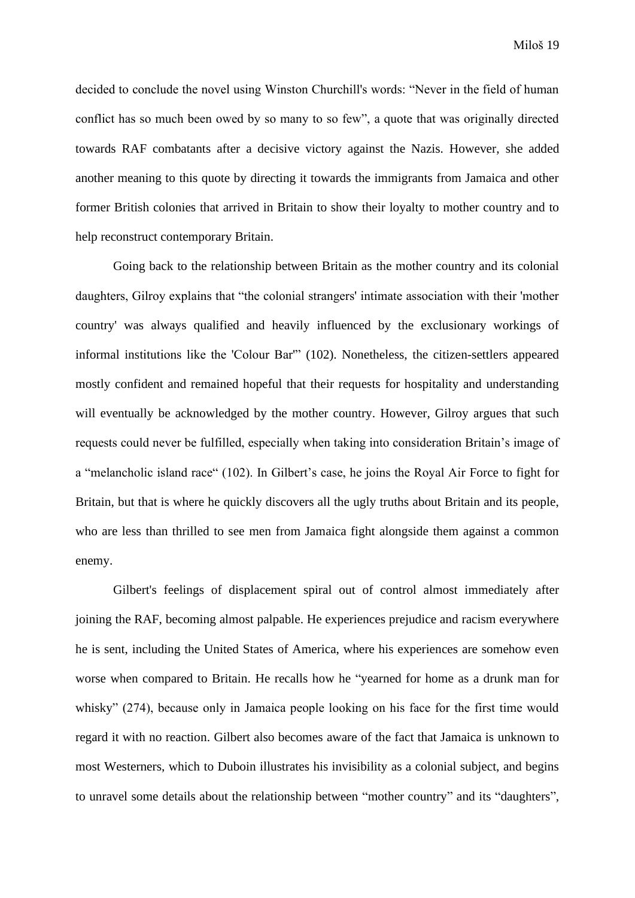decided to conclude the novel using Winston Churchill's words: "Never in the field of human conflict has so much been owed by so many to so few", a quote that was originally directed towards RAF combatants after a decisive victory against the Nazis. However, she added another meaning to this quote by directing it towards the immigrants from Jamaica and other former British colonies that arrived in Britain to show their loyalty to mother country and to help reconstruct contemporary Britain.

Going back to the relationship between Britain as the mother country and its colonial daughters, Gilroy explains that "the colonial strangers' intimate association with their 'mother country' was always qualified and heavily influenced by the exclusionary workings of informal institutions like the 'Colour Bar'" (102). Nonetheless, the citizen-settlers appeared mostly confident and remained hopeful that their requests for hospitality and understanding will eventually be acknowledged by the mother country. However, Gilroy argues that such requests could never be fulfilled, especially when taking into consideration Britain's image of a "melancholic island race" (102). In Gilbert's case, he joins the Royal Air Force to fight for Britain, but that is where he quickly discovers all the ugly truths about Britain and its people, who are less than thrilled to see men from Jamaica fight alongside them against a common enemy.

Gilbert's feelings of displacement spiral out of control almost immediately after joining the RAF, becoming almost palpable. He experiences prejudice and racism everywhere he is sent, including the United States of America, where his experiences are somehow even worse when compared to Britain. He recalls how he "yearned for home as a drunk man for whisky" (274), because only in Jamaica people looking on his face for the first time would regard it with no reaction. Gilbert also becomes aware of the fact that Jamaica is unknown to most Westerners, which to Duboin illustrates his invisibility as a colonial subject, and begins to unravel some details about the relationship between "mother country" and its "daughters",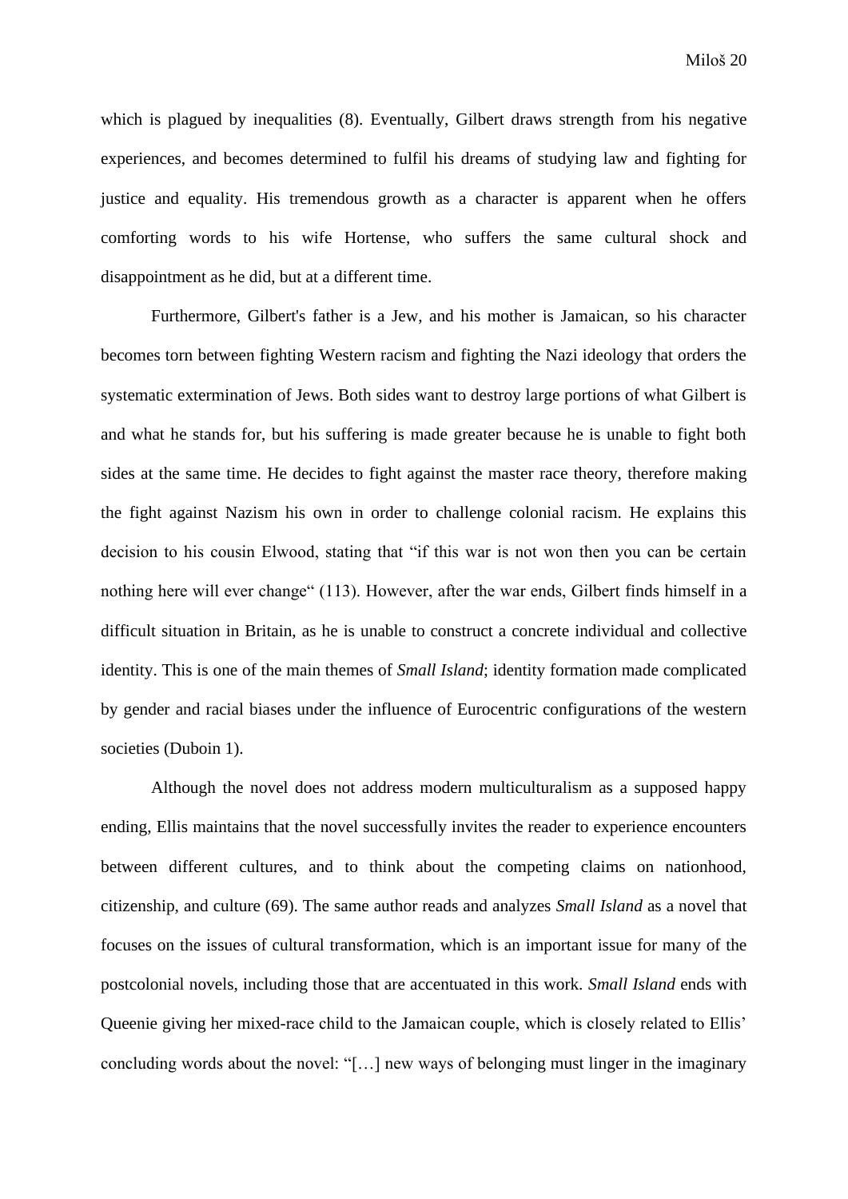which is plagued by inequalities (8). Eventually, Gilbert draws strength from his negative experiences, and becomes determined to fulfil his dreams of studying law and fighting for justice and equality. His tremendous growth as a character is apparent when he offers comforting words to his wife Hortense, who suffers the same cultural shock and disappointment as he did, but at a different time.

Furthermore, Gilbert's father is a Jew, and his mother is Jamaican, so his character becomes torn between fighting Western racism and fighting the Nazi ideology that orders the systematic extermination of Jews. Both sides want to destroy large portions of what Gilbert is and what he stands for, but his suffering is made greater because he is unable to fight both sides at the same time. He decides to fight against the master race theory, therefore making the fight against Nazism his own in order to challenge colonial racism. He explains this decision to his cousin Elwood, stating that "if this war is not won then you can be certain nothing here will ever change" (113). However, after the war ends, Gilbert finds himself in a difficult situation in Britain, as he is unable to construct a concrete individual and collective identity. This is one of the main themes of *Small Island*; identity formation made complicated by gender and racial biases under the influence of Eurocentric configurations of the western societies (Duboin 1).

Although the novel does not address modern multiculturalism as a supposed happy ending, Ellis maintains that the novel successfully invites the reader to experience encounters between different cultures, and to think about the competing claims on nationhood, citizenship, and culture (69). The same author reads and analyzes *Small Island* as a novel that focuses on the issues of cultural transformation, which is an important issue for many of the postcolonial novels, including those that are accentuated in this work. *Small Island* ends with Queenie giving her mixed-race child to the Jamaican couple, which is closely related to Ellis' concluding words about the novel: "[…] new ways of belonging must linger in the imaginary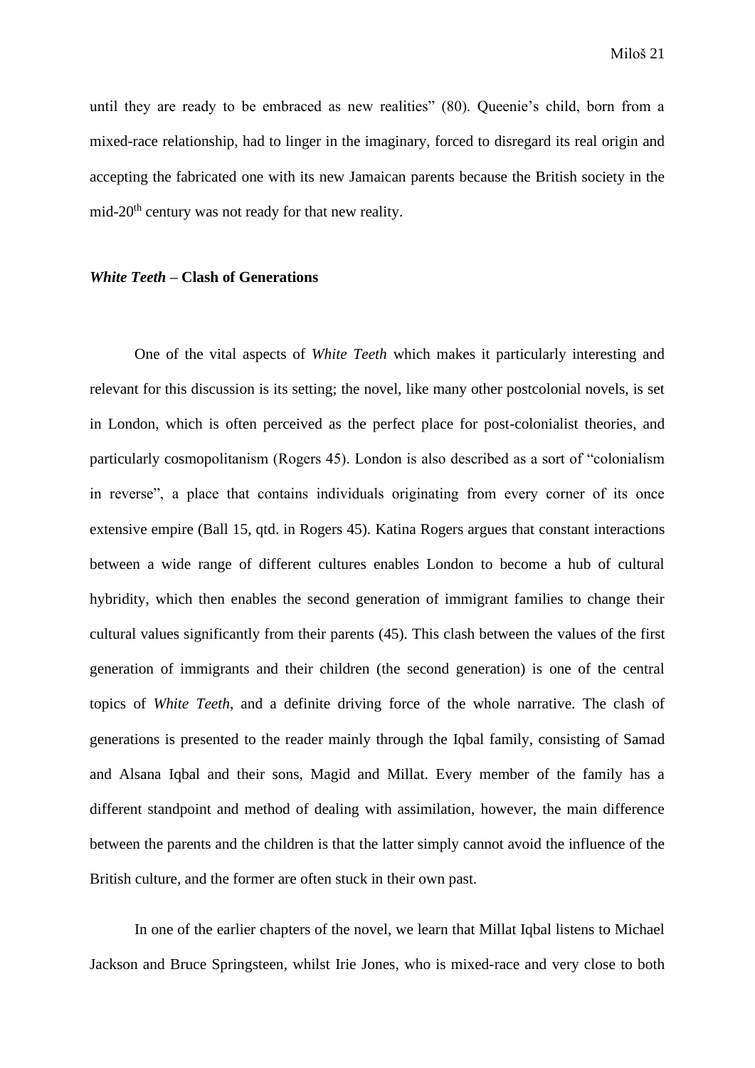until they are ready to be embraced as new realities" (80). Queenie's child, born from a mixed-race relationship, had to linger in the imaginary, forced to disregard its real origin and accepting the fabricated one with its new Jamaican parents because the British society in the mid-20th century was not ready for that new reality.

### *White Teeth* – Clash of Generations

One of the vital aspects of *White Teeth* which makes it particularly interesting and relevant for this discussion is its setting; the novel, like many other postcolonial novels, is set in London, which is often perceived as the perfect place for post-colonialist theories, and particularly cosmopolitanism (Rogers 45). London is also described as a sort of "colonialism in reverse", a place that contains individuals originating from every corner of its once extensive empire (Ball 15, qtd. in Rogers 45). Katina Rogers argues that constant interactions between a wide range of different cultures enables London to become a hub of cultural hybridity, which then enables the second generation of immigrant families to change their cultural values significantly from their parents (45). This clash between the values of the first generation of immigrants and their children (the second generation) is one of the central topics of *White Teeth*, and a definite driving force of the whole narrative. The clash of generations is presented to the reader mainly through the Iqbal family, consisting of Samad and Alsana Iqbal and their sons, Magid and Millat. Every member of the family has a different standpoint and method of dealing with assimilation, however, the main difference between the parents and the children is that the latter simply cannot avoid the influence of the British culture, and the former are often stuck in their own past.

In one of the earlier chapters of the novel, we learn that Millat Iqbal listens to Michael Jackson and Bruce Springsteen, whilst Irie Jones, who is mixed-race and very close to both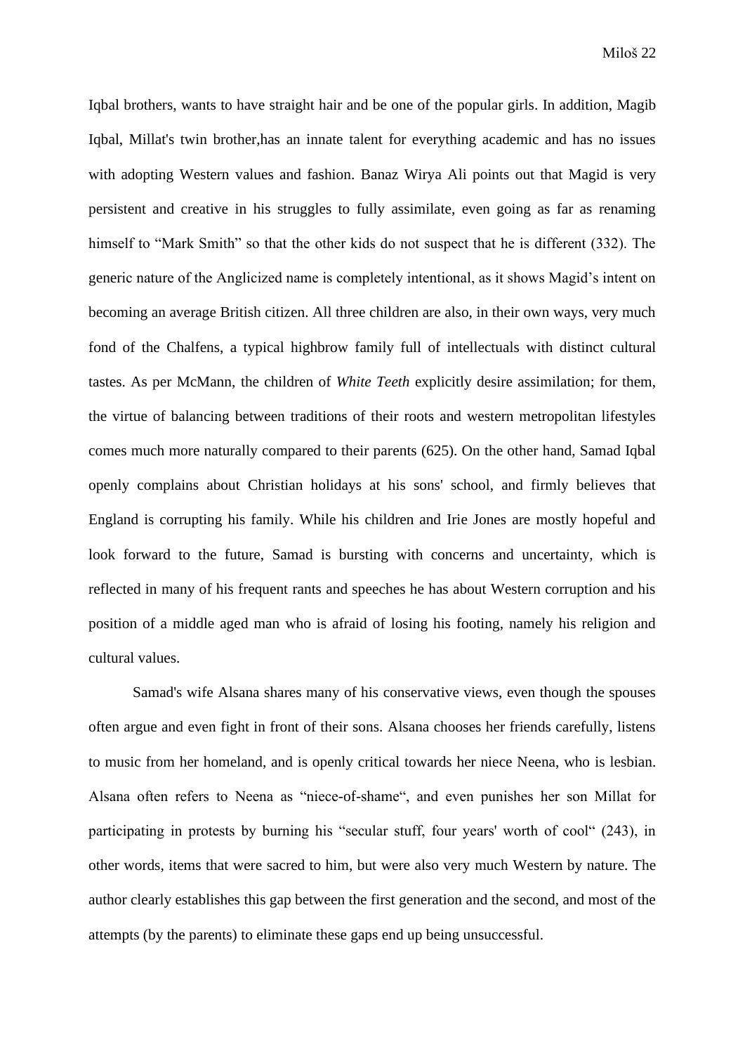Iqbal brothers, wants to have straight hair and be one of the popular girls. In addition, Magib Iqbal, Millat's twin brother,has an innate talent for everything academic and has no issues with adopting Western values and fashion. Banaz Wirya Ali points out that Magid is very persistent and creative in his struggles to fully assimilate, even going as far as renaming himself to "Mark Smith" so that the other kids do not suspect that he is different (332). The generic nature of the Anglicized name is completely intentional, as it shows Magid's intent on becoming an average British citizen. All three children are also, in their own ways, very much fond of the Chalfens, a typical highbrow family full of intellectuals with distinct cultural tastes. As per McMann, the children of *White Teeth* explicitly desire assimilation; for them, the virtue of balancing between traditions of their roots and western metropolitan lifestyles comes much more naturally compared to their parents (625). On the other hand, Samad Iqbal openly complains about Christian holidays at his sons' school, and firmly believes that England is corrupting his family. While his children and Irie Jones are mostly hopeful and look forward to the future, Samad is bursting with concerns and uncertainty, which is reflected in many of his frequent rants and speeches he has about Western corruption and his position of a middle aged man who is afraid of losing his footing, namely his religion and cultural values.

Samad's wife Alsana shares many of his conservative views, even though the spouses often argue and even fight in front of their sons. Alsana chooses her friends carefully, listens to music from her homeland, and is openly critical towards her niece Neena, who is lesbian. Alsana often refers to Neena as "niece-of-shame", and even punishes her son Millat for participating in protests by burning his "secular stuff, four years' worth of cool" (243), in other words, items that were sacred to him, but were also very much Western by nature. The author clearly establishes this gap between the first generation and the second, and most of the attempts (by the parents) to eliminate these gaps end up being unsuccessful.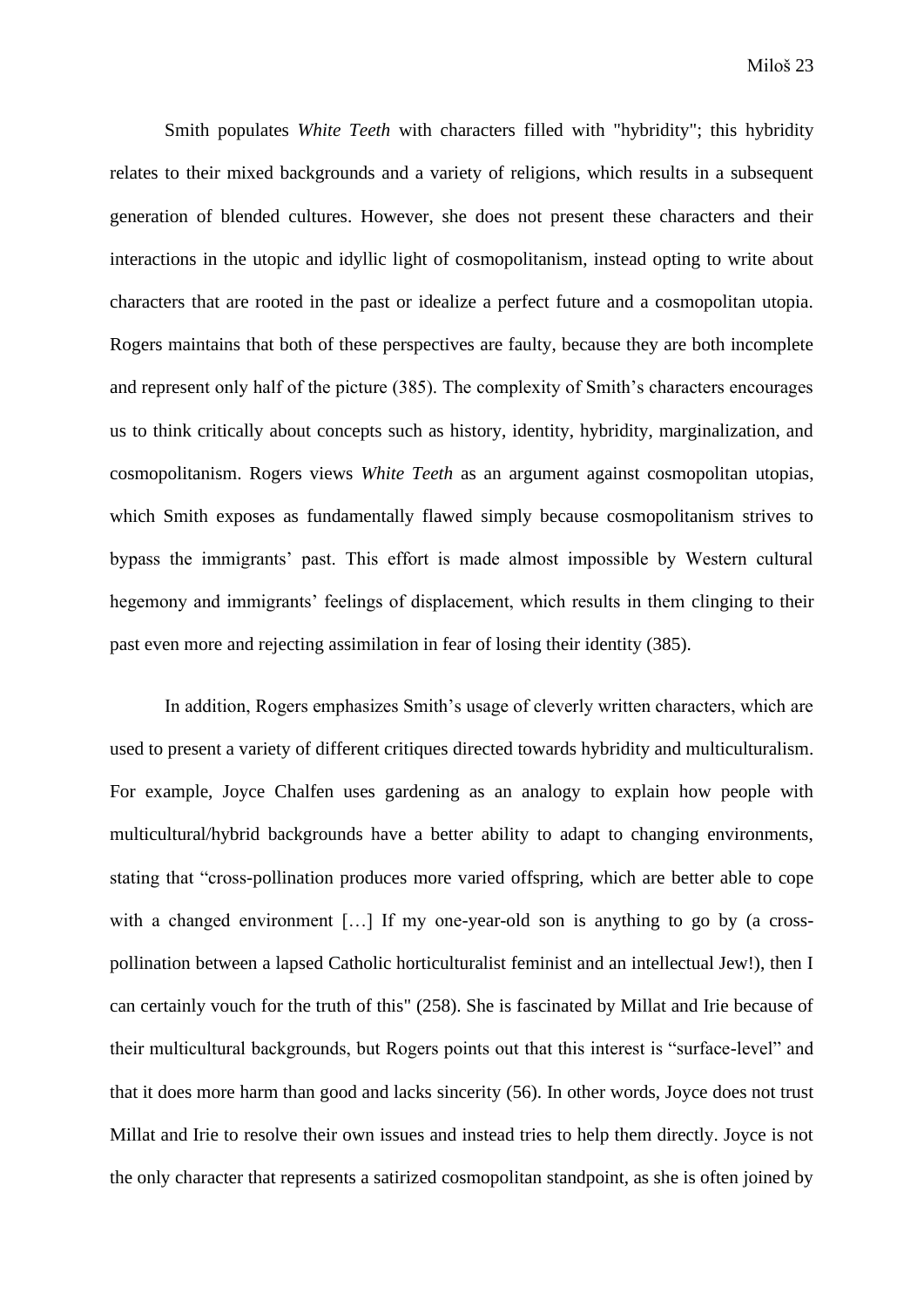Smith populates *White Teeth* with characters filled with "hybridity"; this hybridity relates to their mixed backgrounds and a variety of religions, which results in a subsequent generation of blended cultures. However, she does not present these characters and their interactions in the utopic and idyllic light of cosmopolitanism, instead opting to write about characters that are rooted in the past or idealize a perfect future and a cosmopolitan utopia. Rogers maintains that both of these perspectives are faulty, because they are both incomplete and represent only half of the picture (385). The complexity of Smith's characters encourages us to think critically about concepts such as history, identity, hybridity, marginalization, and cosmopolitanism. Rogers views *White Teeth* as an argument against cosmopolitan utopias, which Smith exposes as fundamentally flawed simply because cosmopolitanism strives to bypass the immigrants' past. This effort is made almost impossible by Western cultural hegemony and immigrants' feelings of displacement, which results in them clinging to their past even more and rejecting assimilation in fear of losing their identity (385).

In addition, Rogers emphasizes Smith's usage of cleverly written characters, which are used to present a variety of different critiques directed towards hybridity and multiculturalism. For example, Joyce Chalfen uses gardening as an analogy to explain how people with multicultural/hybrid backgrounds have a better ability to adapt to changing environments, stating that "cross-pollination produces more varied offspring, which are better able to cope with a changed environment […] If my one-year-old son is anything to go by (a cross-pollination between a lapsed Catholic horticulturalist feminist and an intellectual Jew!), then I can certainly vouch for the truth of this" (258). She is fascinated by Millat and Irie because of their multicultural backgrounds, but Rogers points out that this interest is "surface-level" and that it does more harm than good and lacks sincerity (56). In other words, Joyce does not trust Millat and Irie to resolve their own issues and instead tries to help them directly. Joyce is not the only character that represents a satirized cosmopolitan standpoint, as she is often joined by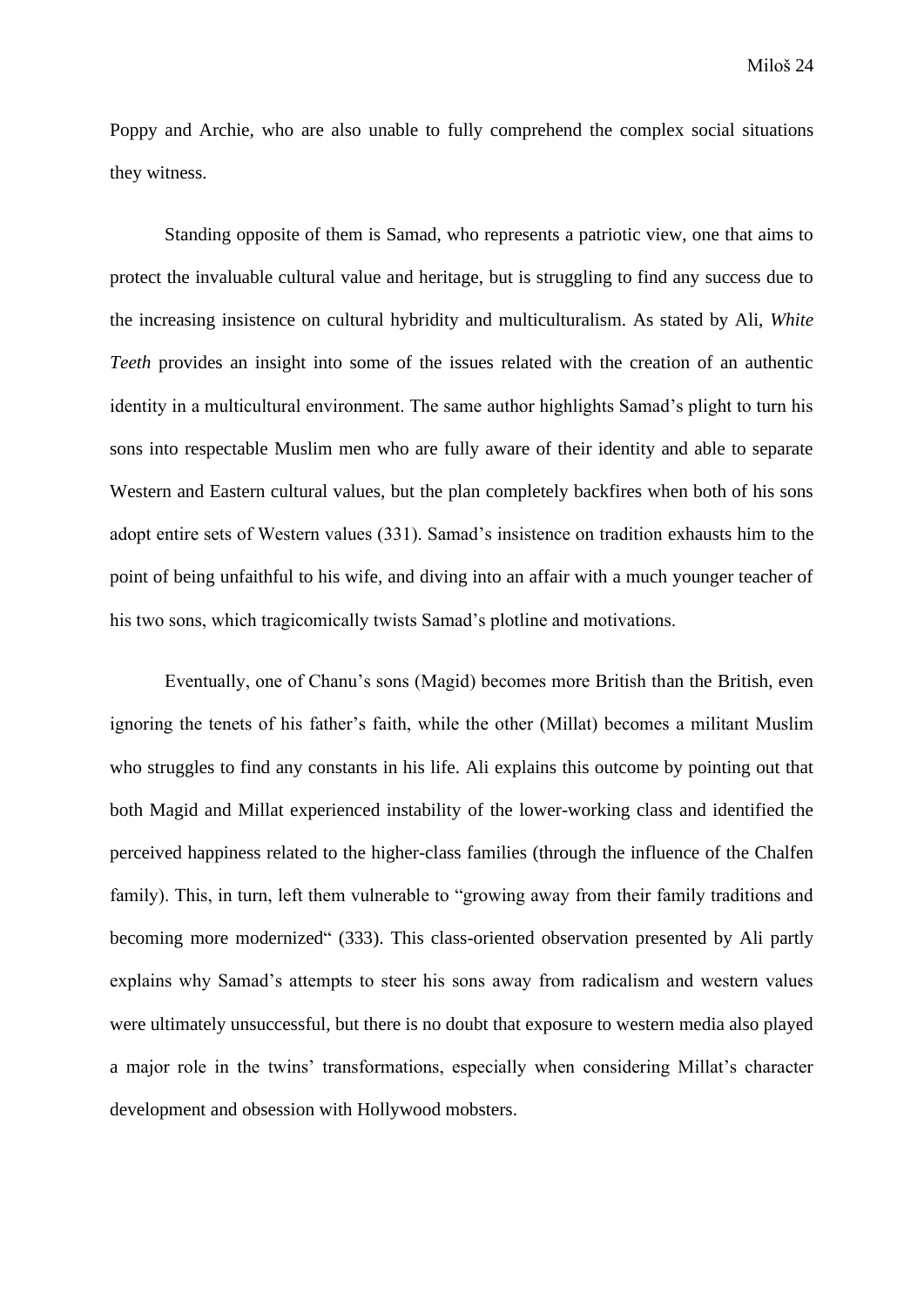Poppy and Archie, who are also unable to fully comprehend the complex social situations they witness.

Standing opposite of them is Samad, who represents a patriotic view, one that aims to protect the invaluable cultural value and heritage, but is struggling to find any success due to the increasing insistence on cultural hybridity and multiculturalism. As stated by Ali, *White Teeth* provides an insight into some of the issues related with the creation of an authentic identity in a multicultural environment. The same author highlights Samad's plight to turn his sons into respectable Muslim men who are fully aware of their identity and able to separate Western and Eastern cultural values, but the plan completely backfires when both of his sons adopt entire sets of Western values (331). Samad's insistence on tradition exhausts him to the point of being unfaithful to his wife, and diving into an affair with a much younger teacher of his two sons, which tragicomically twists Samad's plotline and motivations.

Eventually, one of Chanu's sons (Magid) becomes more British than the British, even ignoring the tenets of his father's faith, while the other (Millat) becomes a militant Muslim who struggles to find any constants in his life. Ali explains this outcome by pointing out that both Magid and Millat experienced instability of the lower-working class and identified the perceived happiness related to the higher-class families (through the influence of the Chalfen family). This, in turn, left them vulnerable to "growing away from their family traditions and becoming more modernized" (333). This class-oriented observation presented by Ali partly explains why Samad's attempts to steer his sons away from radicalism and western values were ultimately unsuccessful, but there is no doubt that exposure to western media also played a major role in the twins' transformations, especially when considering Millat's character development and obsession with Hollywood mobsters.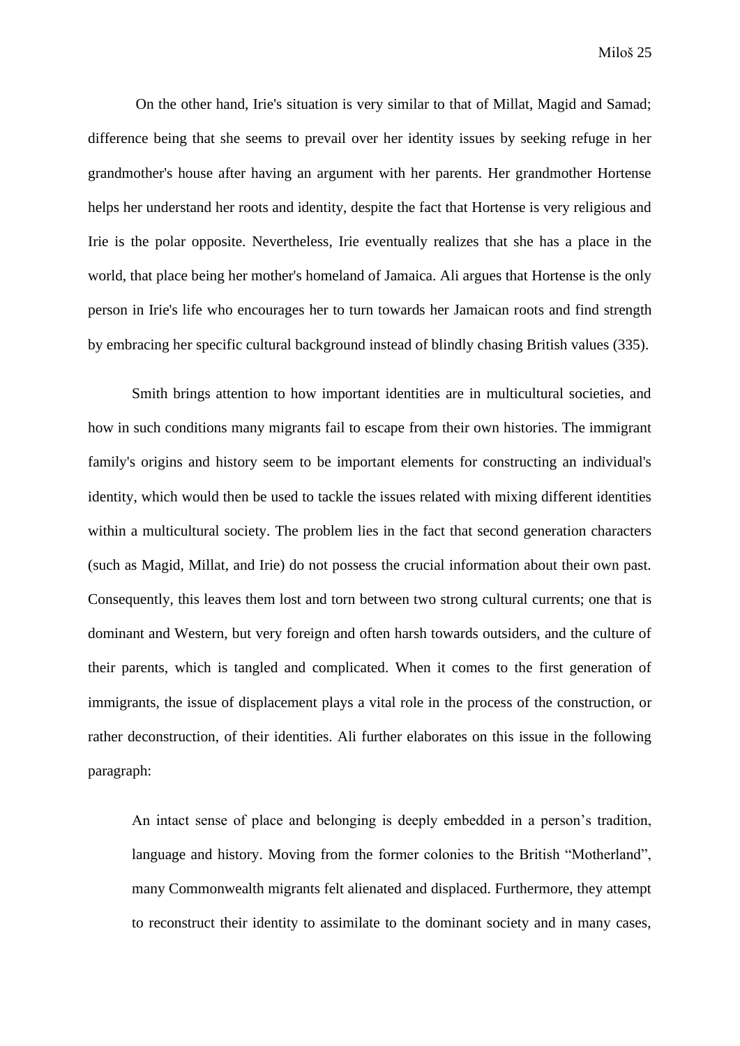On the other hand, Irie's situation is very similar to that of Millat, Magid and Samad; difference being that she seems to prevail over her identity issues by seeking refuge in her grandmother's house after having an argument with her parents. Her grandmother Hortense helps her understand her roots and identity, despite the fact that Hortense is very religious and Irie is the polar opposite. Nevertheless, Irie eventually realizes that she has a place in the world, that place being her mother's homeland of Jamaica. Ali argues that Hortense is the only person in Irie's life who encourages her to turn towards her Jamaican roots and find strength by embracing her specific cultural background instead of blindly chasing British values (335).

Smith brings attention to how important identities are in multicultural societies, and how in such conditions many migrants fail to escape from their own histories. The immigrant family's origins and history seem to be important elements for constructing an individual's identity, which would then be used to tackle the issues related with mixing different identities within a multicultural society. The problem lies in the fact that second generation characters (such as Magid, Millat, and Irie) do not possess the crucial information about their own past. Consequently, this leaves them lost and torn between two strong cultural currents; one that is dominant and Western, but very foreign and often harsh towards outsiders, and the culture of their parents, which is tangled and complicated. When it comes to the first generation of immigrants, the issue of displacement plays a vital role in the process of the construction, or rather deconstruction, of their identities. Ali further elaborates on this issue in the following paragraph:

> An intact sense of place and belonging is deeply embedded in a person's tradition, language and history. Moving from the former colonies to the British "Motherland", many Commonwealth migrants felt alienated and displaced. Furthermore, they attempt to reconstruct their identity to assimilate to the dominant society and in many cases,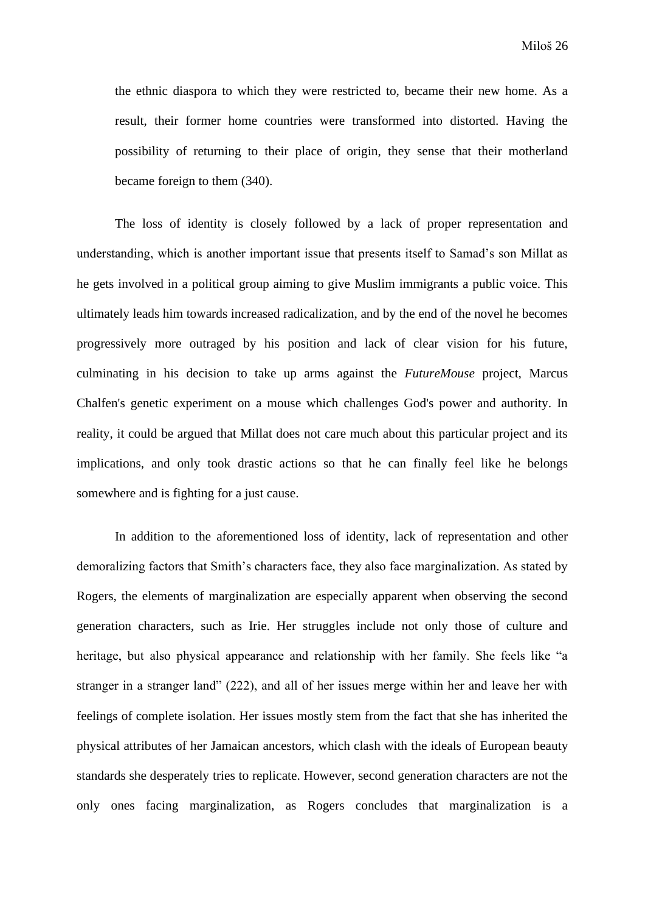the ethnic diaspora to which they were restricted to, became their new home. As a result, their former home countries were transformed into distorted. Having the possibility of returning to their place of origin, they sense that their motherland became foreign to them (340).

The loss of identity is closely followed by a lack of proper representation and understanding, which is another important issue that presents itself to Samad's son Millat as he gets involved in a political group aiming to give Muslim immigrants a public voice. This ultimately leads him towards increased radicalization, and by the end of the novel he becomes progressively more outraged by his position and lack of clear vision for his future, culminating in his decision to take up arms against the *FutureMouse* project, Marcus Chalfen's genetic experiment on a mouse which challenges God's power and authority. In reality, it could be argued that Millat does not care much about this particular project and its implications, and only took drastic actions so that he can finally feel like he belongs somewhere and is fighting for a just cause.

In addition to the aforementioned loss of identity, lack of representation and other demoralizing factors that Smith's characters face, they also face marginalization. As stated by Rogers, the elements of marginalization are especially apparent when observing the second generation characters, such as Irie. Her struggles include not only those of culture and heritage, but also physical appearance and relationship with her family. She feels like "a stranger in a stranger land" (222), and all of her issues merge within her and leave her with feelings of complete isolation. Her issues mostly stem from the fact that she has inherited the physical attributes of her Jamaican ancestors, which clash with the ideals of European beauty standards she desperately tries to replicate. However, second generation characters are not the only ones facing marginalization, as Rogers concludes that marginalization is a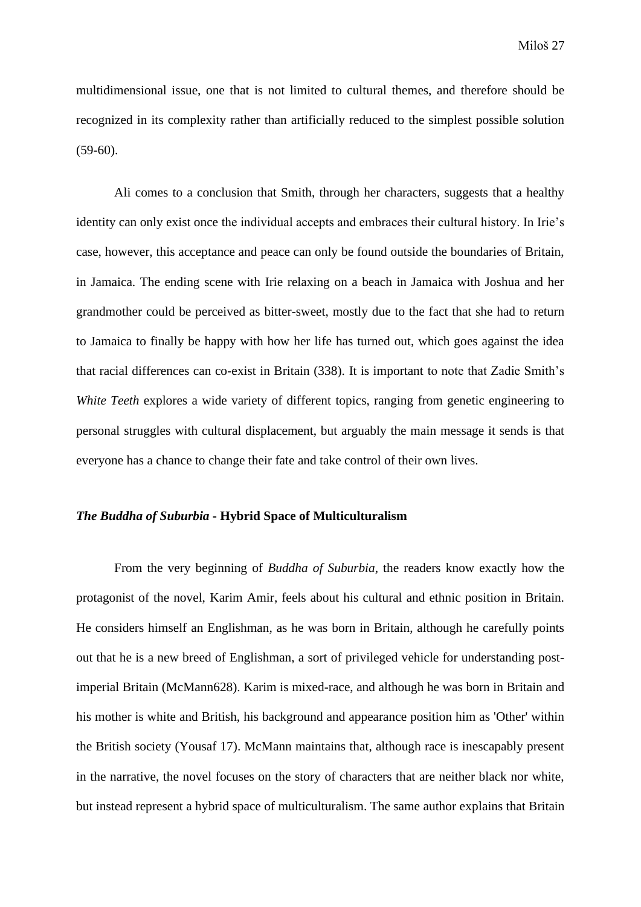multidimensional issue, one that is not limited to cultural themes, and therefore should be recognized in its complexity rather than artificially reduced to the simplest possible solution (59-60).

Ali comes to a conclusion that Smith, through her characters, suggests that a healthy identity can only exist once the individual accepts and embraces their cultural history. In Irie's case, however, this acceptance and peace can only be found outside the boundaries of Britain, in Jamaica. The ending scene with Irie relaxing on a beach in Jamaica with Joshua and her grandmother could be perceived as bitter-sweet, mostly due to the fact that she had to return to Jamaica to finally be happy with how her life has turned out, which goes against the idea that racial differences can co-exist in Britain (338). It is important to note that Zadie Smith's *White Teeth* explores a wide variety of different topics, ranging from genetic engineering to personal struggles with cultural displacement, but arguably the main message it sends is that everyone has a chance to change their fate and take control of their own lives.

### *The Buddha of Suburbia* - Hybrid Space of Multiculturalism

From the very beginning of *Buddha of Suburbia*, the readers know exactly how the protagonist of the novel, Karim Amir, feels about his cultural and ethnic position in Britain. He considers himself an Englishman, as he was born in Britain, although he carefully points out that he is a new breed of Englishman, a sort of privileged vehicle for understanding post-imperial Britain (McMann628). Karim is mixed-race, and although he was born in Britain and his mother is white and British, his background and appearance position him as 'Other' within the British society (Yousaf 17). McMann maintains that, although race is inescapably present in the narrative, the novel focuses on the story of characters that are neither black nor white, but instead represent a hybrid space of multiculturalism. The same author explains that Britain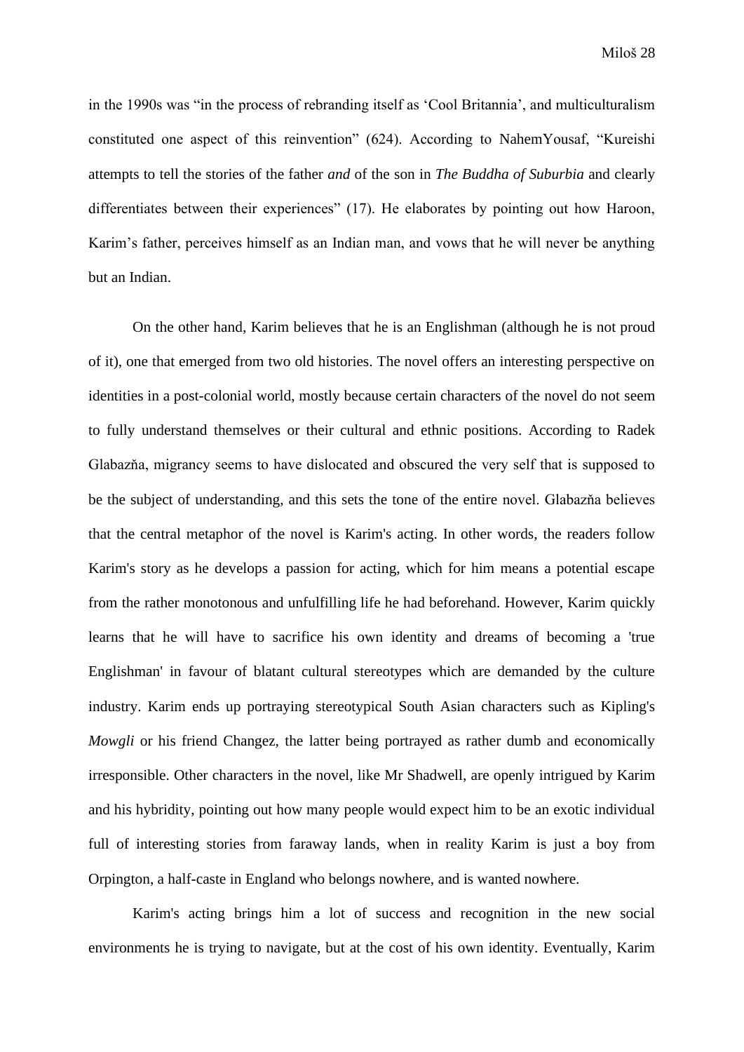in the 1990s was “in the process of rebranding itself as ‘Cool Britannia’, and multiculturalism constituted one aspect of this reinvention” (624). According to NahemYousaf, “Kureishi attempts to tell the stories of the father *and* of the son in *The Buddha of Suburbia* and clearly differentiates between their experiences” (17). He elaborates by pointing out how Haroon, Karim’s father, perceives himself as an Indian man, and vows that he will never be anything but an Indian.

On the other hand, Karim believes that he is an Englishman (although he is not proud of it), one that emerged from two old histories. The novel offers an interesting perspective on identities in a post-colonial world, mostly because certain characters of the novel do not seem to fully understand themselves or their cultural and ethnic positions. According to Radek Glabazňa, migrancy seems to have dislocated and obscured the very self that is supposed to be the subject of understanding, and this sets the tone of the entire novel. Glabazňa believes that the central metaphor of the novel is Karim's acting. In other words, the readers follow Karim's story as he develops a passion for acting, which for him means a potential escape from the rather monotonous and unfulfilling life he had beforehand. However, Karim quickly learns that he will have to sacrifice his own identity and dreams of becoming a 'true Englishman' in favour of blatant cultural stereotypes which are demanded by the culture industry. Karim ends up portraying stereotypical South Asian characters such as Kipling's *Mowgli* or his friend Changez, the latter being portrayed as rather dumb and economically irresponsible. Other characters in the novel, like Mr Shadwell, are openly intrigued by Karim and his hybridity, pointing out how many people would expect him to be an exotic individual full of interesting stories from faraway lands, when in reality Karim is just a boy from Orpington, a half-caste in England who belongs nowhere, and is wanted nowhere.

Karim's acting brings him a lot of success and recognition in the new social environments he is trying to navigate, but at the cost of his own identity. Eventually, Karim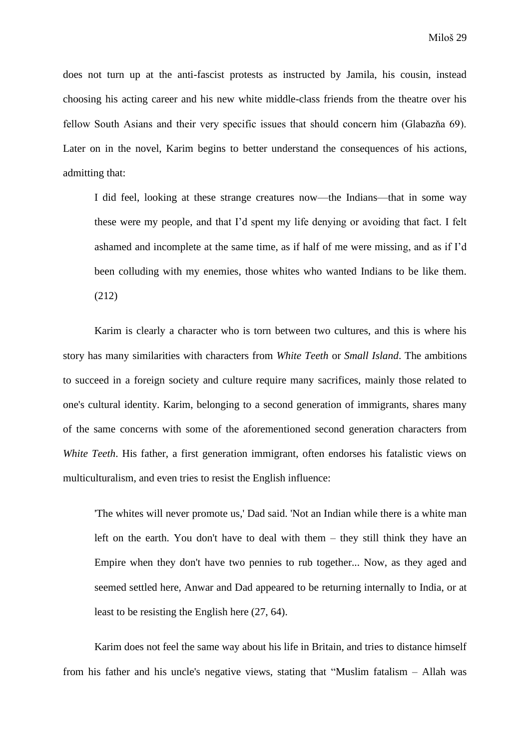does not turn up at the anti-fascist protests as instructed by Jamila, his cousin, instead choosing his acting career and his new white middle-class friends from the theatre over his fellow South Asians and their very specific issues that should concern him (Glabazňa 69). Later on in the novel, Karim begins to better understand the consequences of his actions, admitting that:

> I did feel, looking at these strange creatures now—the Indians—that in some way these were my people, and that I'd spent my life denying or avoiding that fact. I felt ashamed and incomplete at the same time, as if half of me were missing, and as if I'd been colluding with my enemies, those whites who wanted Indians to be like them. (212)

Karim is clearly a character who is torn between two cultures, and this is where his story has many similarities with characters from *White Teeth* or *Small Island*. The ambitions to succeed in a foreign society and culture require many sacrifices, mainly those related to one's cultural identity. Karim, belonging to a second generation of immigrants, shares many of the same concerns with some of the aforementioned second generation characters from *White Teeth*. His father, a first generation immigrant, often endorses his fatalistic views on multiculturalism, and even tries to resist the English influence:

> 'The whites will never promote us,' Dad said. 'Not an Indian while there is a white man left on the earth. You don't have to deal with them – they still think they have an Empire when they don't have two pennies to rub together... Now, as they aged and seemed settled here, Anwar and Dad appeared to be returning internally to India, or at least to be resisting the English here (27, 64).

Karim does not feel the same way about his life in Britain, and tries to distance himself from his father and his uncle's negative views, stating that "Muslim fatalism – Allah was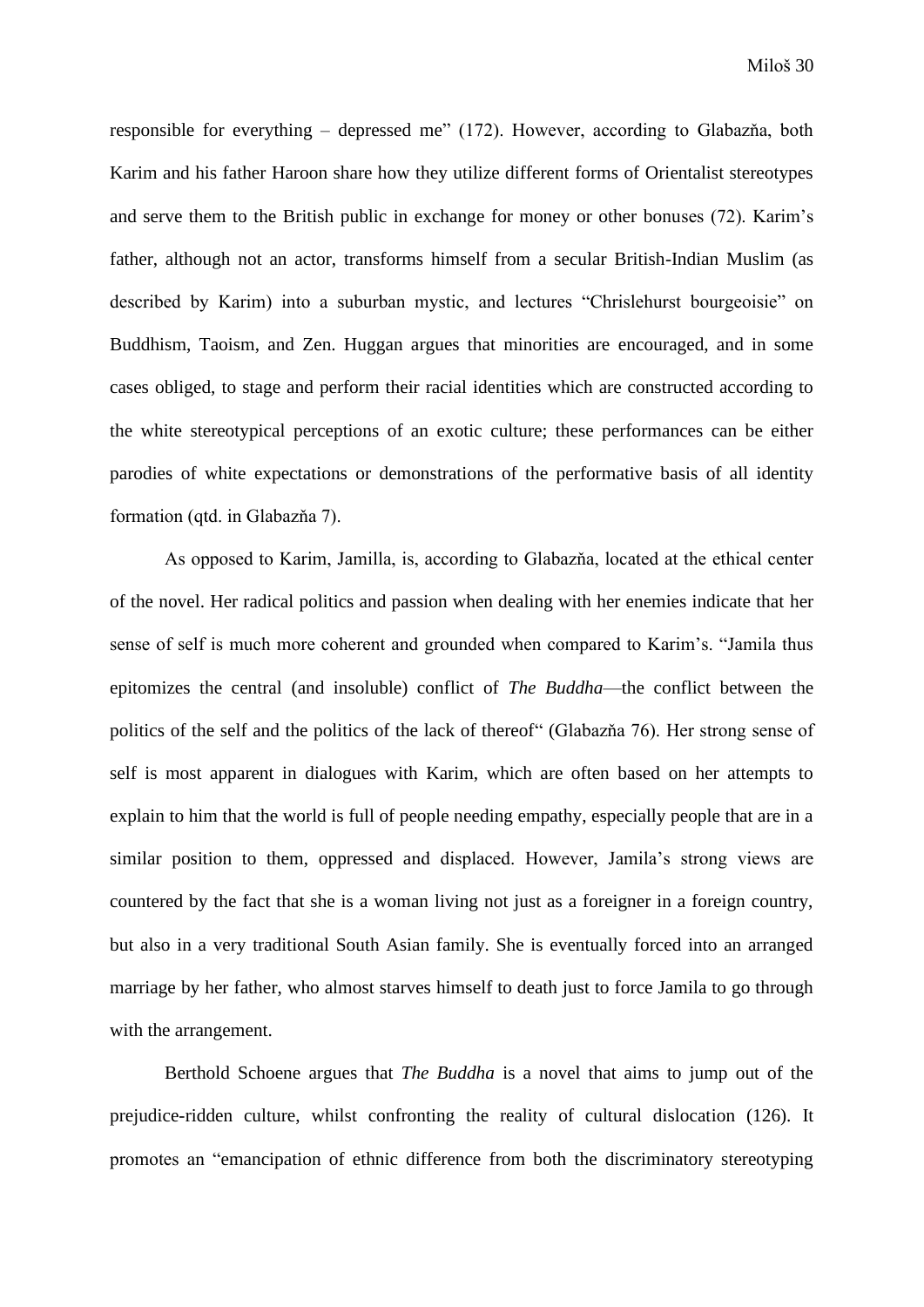responsible for everything – depressed me" (172). However, according to Glabazňa, both Karim and his father Haroon share how they utilize different forms of Orientalist stereotypes and serve them to the British public in exchange for money or other bonuses (72). Karim's father, although not an actor, transforms himself from a secular British-Indian Muslim (as described by Karim) into a suburban mystic, and lectures "Chrislehurst bourgeoisie" on Buddhism, Taoism, and Zen. Huggan argues that minorities are encouraged, and in some cases obliged, to stage and perform their racial identities which are constructed according to the white stereotypical perceptions of an exotic culture; these performances can be either parodies of white expectations or demonstrations of the performative basis of all identity formation (qtd. in Glabazňa 7).

As opposed to Karim, Jamilla, is, according to Glabazňa, located at the ethical center of the novel. Her radical politics and passion when dealing with her enemies indicate that her sense of self is much more coherent and grounded when compared to Karim's. "Jamila thus epitomizes the central (and insoluble) conflict of *The Buddha*—the conflict between the politics of the self and the politics of the lack of thereof" (Glabazňa 76). Her strong sense of self is most apparent in dialogues with Karim, which are often based on her attempts to explain to him that the world is full of people needing empathy, especially people that are in a similar position to them, oppressed and displaced. However, Jamila's strong views are countered by the fact that she is a woman living not just as a foreigner in a foreign country, but also in a very traditional South Asian family. She is eventually forced into an arranged marriage by her father, who almost starves himself to death just to force Jamila to go through with the arrangement.

Berthold Schoene argues that *The Buddha* is a novel that aims to jump out of the prejudice-ridden culture, whilst confronting the reality of cultural dislocation (126). It promotes an "emancipation of ethnic difference from both the discriminatory stereotyping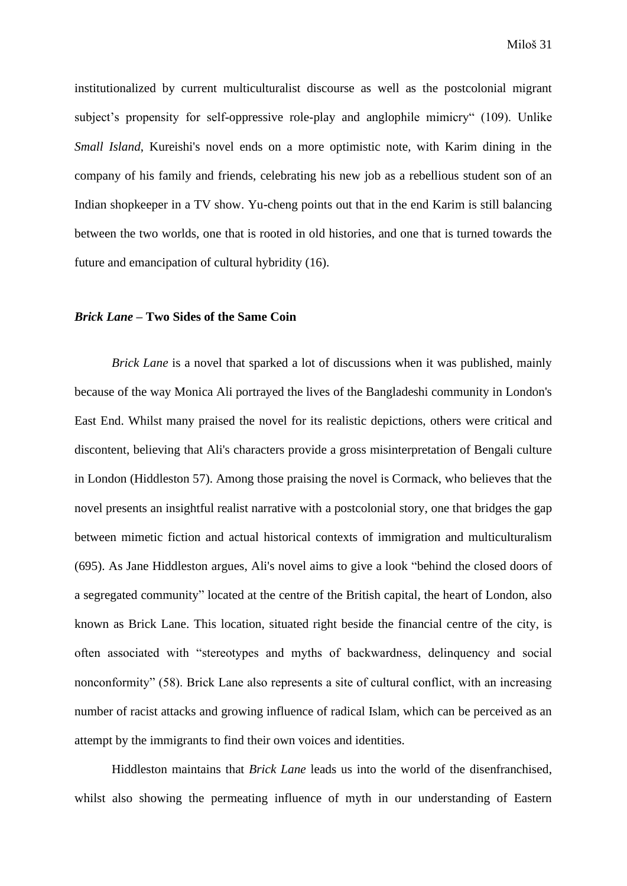institutionalized by current multiculturalist discourse as well as the postcolonial migrant subject's propensity for self-oppressive role-play and anglophile mimicry" (109). Unlike *Small Island*, Kureishi's novel ends on a more optimistic note, with Karim dining in the company of his family and friends, celebrating his new job as a rebellious student son of an Indian shopkeeper in a TV show. Yu-cheng points out that in the end Karim is still balancing between the two worlds, one that is rooted in old histories, and one that is turned towards the future and emancipation of cultural hybridity (16).

### *Brick Lane* – Two Sides of the Same Coin

*Brick Lane* is a novel that sparked a lot of discussions when it was published, mainly because of the way Monica Ali portrayed the lives of the Bangladeshi community in London's East End. Whilst many praised the novel for its realistic depictions, others were critical and discontent, believing that Ali's characters provide a gross misinterpretation of Bengali culture in London (Hiddleston 57). Among those praising the novel is Cormack, who believes that the novel presents an insightful realist narrative with a postcolonial story, one that bridges the gap between mimetic fiction and actual historical contexts of immigration and multiculturalism (695). As Jane Hiddleston argues, Ali's novel aims to give a look "behind the closed doors of a segregated community" located at the centre of the British capital, the heart of London, also known as Brick Lane. This location, situated right beside the financial centre of the city, is often associated with "stereotypes and myths of backwardness, delinquency and social nonconformity" (58). Brick Lane also represents a site of cultural conflict, with an increasing number of racist attacks and growing influence of radical Islam, which can be perceived as an attempt by the immigrants to find their own voices and identities.

Hiddleston maintains that *Brick Lane* leads us into the world of the disenfranchised, whilst also showing the permeating influence of myth in our understanding of Eastern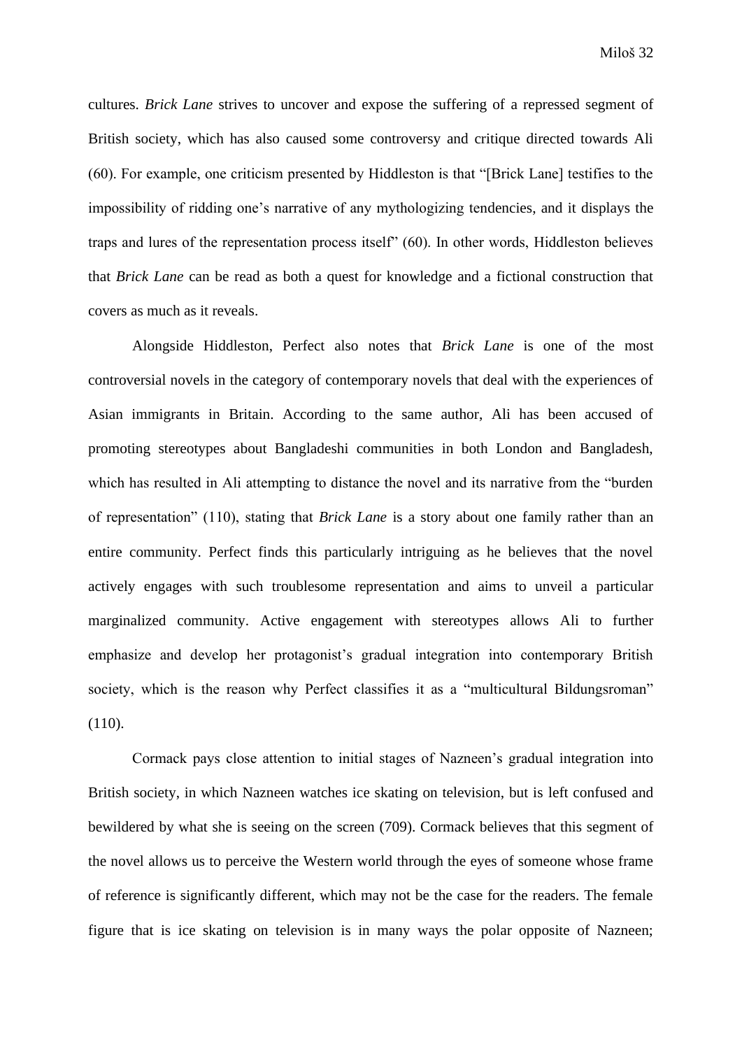cultures. *Brick Lane* strives to uncover and expose the suffering of a repressed segment of British society, which has also caused some controversy and critique directed towards Ali (60). For example, one criticism presented by Hiddleston is that "[Brick Lane] testifies to the impossibility of ridding one's narrative of any mythologizing tendencies, and it displays the traps and lures of the representation process itself" (60). In other words, Hiddleston believes that *Brick Lane* can be read as both a quest for knowledge and a fictional construction that covers as much as it reveals.

Alongside Hiddleston, Perfect also notes that *Brick Lane* is one of the most controversial novels in the category of contemporary novels that deal with the experiences of Asian immigrants in Britain. According to the same author, Ali has been accused of promoting stereotypes about Bangladeshi communities in both London and Bangladesh, which has resulted in Ali attempting to distance the novel and its narrative from the "burden of representation" (110), stating that *Brick Lane* is a story about one family rather than an entire community. Perfect finds this particularly intriguing as he believes that the novel actively engages with such troublesome representation and aims to unveil a particular marginalized community. Active engagement with stereotypes allows Ali to further emphasize and develop her protagonist's gradual integration into contemporary British society, which is the reason why Perfect classifies it as a "multicultural Bildungsroman" (110).

Cormack pays close attention to initial stages of Nazneen's gradual integration into British society, in which Nazneen watches ice skating on television, but is left confused and bewildered by what she is seeing on the screen (709). Cormack believes that this segment of the novel allows us to perceive the Western world through the eyes of someone whose frame of reference is significantly different, which may not be the case for the readers. The female figure that is ice skating on television is in many ways the polar opposite of Nazneen;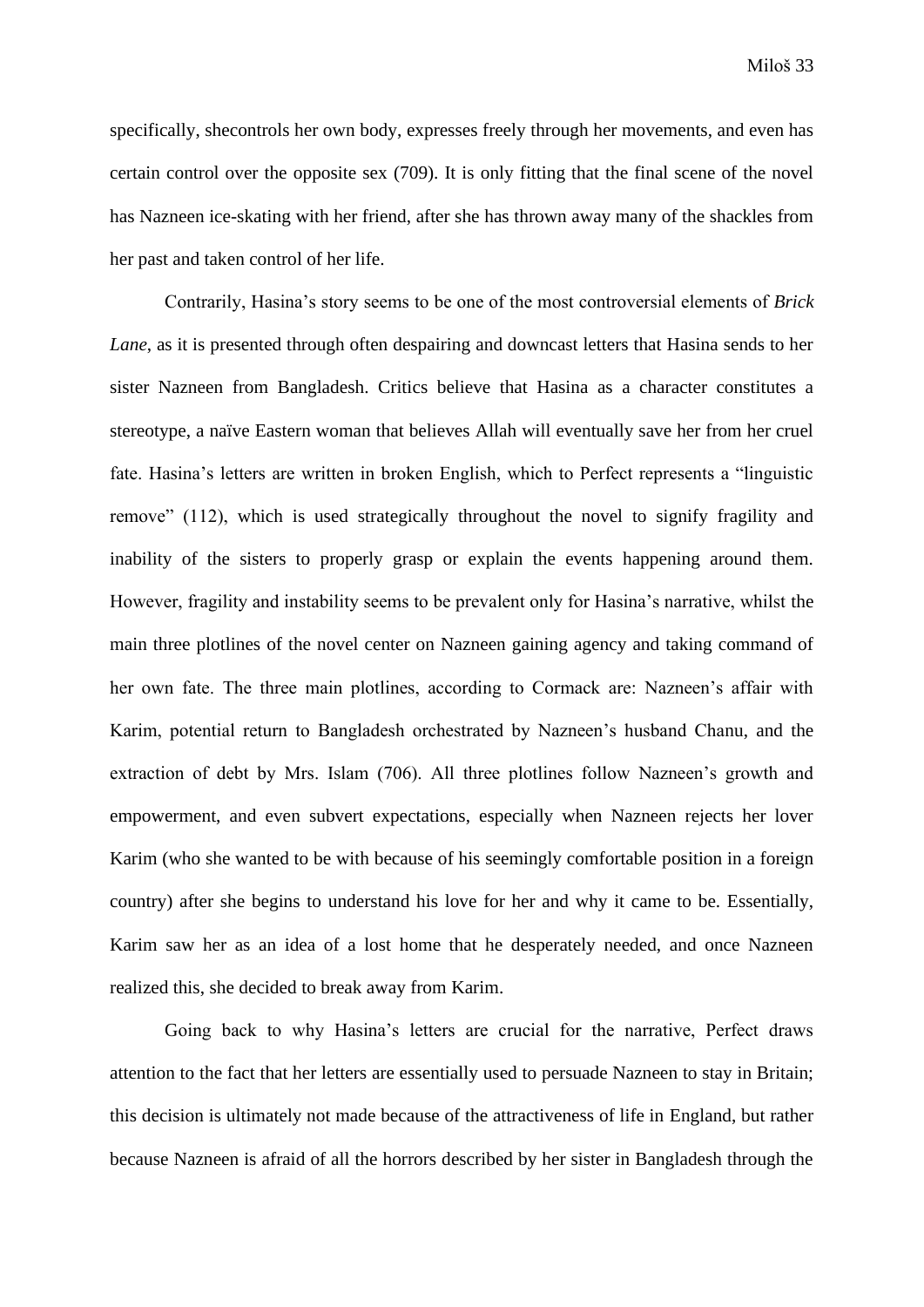specifically, shecontrols her own body, expresses freely through her movements, and even has certain control over the opposite sex (709). It is only fitting that the final scene of the novel has Nazneen ice-skating with her friend, after she has thrown away many of the shackles from her past and taken control of her life.

Contrarily, Hasina's story seems to be one of the most controversial elements of *Brick Lane*, as it is presented through often despairing and downcast letters that Hasina sends to her sister Nazneen from Bangladesh. Critics believe that Hasina as a character constitutes a stereotype, a naïve Eastern woman that believes Allah will eventually save her from her cruel fate. Hasina's letters are written in broken English, which to Perfect represents a "linguistic remove" (112), which is used strategically throughout the novel to signify fragility and inability of the sisters to properly grasp or explain the events happening around them. However, fragility and instability seems to be prevalent only for Hasina's narrative, whilst the main three plotlines of the novel center on Nazneen gaining agency and taking command of her own fate. The three main plotlines, according to Cormack are: Nazneen's affair with Karim, potential return to Bangladesh orchestrated by Nazneen's husband Chanu, and the extraction of debt by Mrs. Islam (706). All three plotlines follow Nazneen's growth and empowerment, and even subvert expectations, especially when Nazneen rejects her lover Karim (who she wanted to be with because of his seemingly comfortable position in a foreign country) after she begins to understand his love for her and why it came to be. Essentially, Karim saw her as an idea of a lost home that he desperately needed, and once Nazneen realized this, she decided to break away from Karim.

Going back to why Hasina's letters are crucial for the narrative, Perfect draws attention to the fact that her letters are essentially used to persuade Nazneen to stay in Britain; this decision is ultimately not made because of the attractiveness of life in England, but rather because Nazneen is afraid of all the horrors described by her sister in Bangladesh through the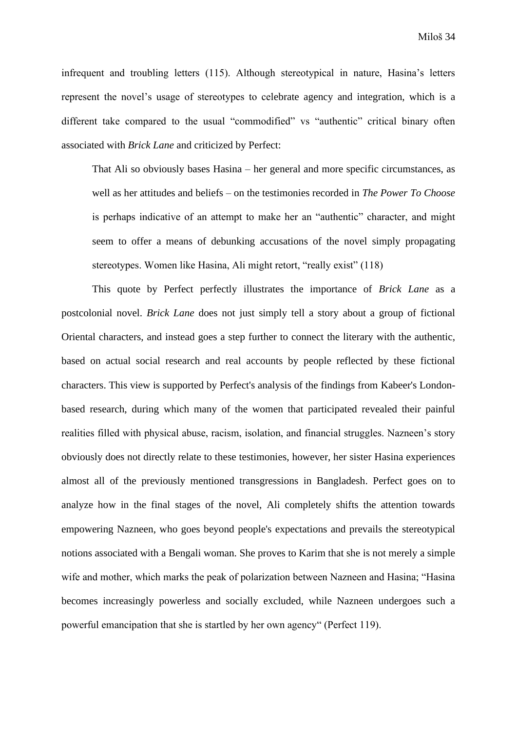infrequent and troubling letters (115). Although stereotypical in nature, Hasina's letters represent the novel's usage of stereotypes to celebrate agency and integration, which is a different take compared to the usual "commodified" vs "authentic" critical binary often associated with *Brick Lane* and criticized by Perfect:

> That Ali so obviously bases Hasina – her general and more specific circumstances, as well as her attitudes and beliefs – on the testimonies recorded in *The Power To Choose* is perhaps indicative of an attempt to make her an "authentic" character, and might seem to offer a means of debunking accusations of the novel simply propagating stereotypes. Women like Hasina, Ali might retort, "really exist" (118)

This quote by Perfect perfectly illustrates the importance of *Brick Lane* as a postcolonial novel. *Brick Lane* does not just simply tell a story about a group of fictional Oriental characters, and instead goes a step further to connect the literary with the authentic, based on actual social research and real accounts by people reflected by these fictional characters. This view is supported by Perfect's analysis of the findings from Kabeer's London-based research, during which many of the women that participated revealed their painful realities filled with physical abuse, racism, isolation, and financial struggles. Nazneen's story obviously does not directly relate to these testimonies, however, her sister Hasina experiences almost all of the previously mentioned transgressions in Bangladesh. Perfect goes on to analyze how in the final stages of the novel, Ali completely shifts the attention towards empowering Nazneen, who goes beyond people's expectations and prevails the stereotypical notions associated with a Bengali woman. She proves to Karim that she is not merely a simple wife and mother, which marks the peak of polarization between Nazneen and Hasina; "Hasina becomes increasingly powerless and socially excluded, while Nazneen undergoes such a powerful emancipation that she is startled by her own agency" (Perfect 119).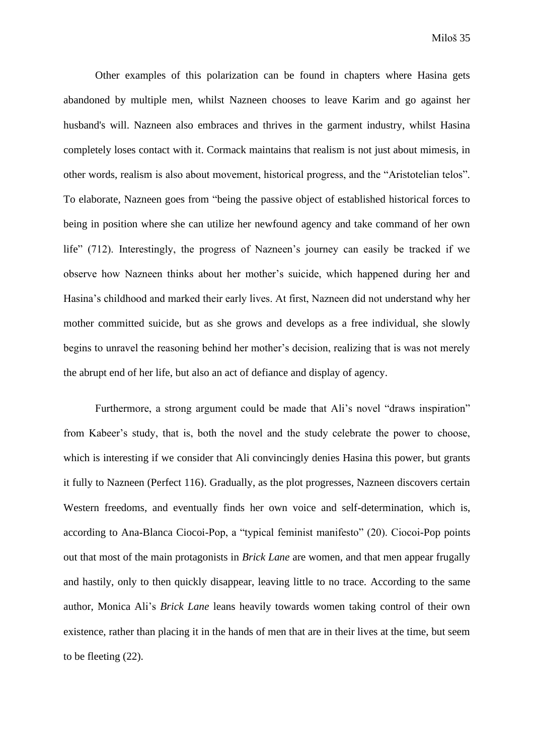Other examples of this polarization can be found in chapters where Hasina gets abandoned by multiple men, whilst Nazneen chooses to leave Karim and go against her husband's will. Nazneen also embraces and thrives in the garment industry, whilst Hasina completely loses contact with it. Cormack maintains that realism is not just about mimesis, in other words, realism is also about movement, historical progress, and the "Aristotelian telos". To elaborate, Nazneen goes from "being the passive object of established historical forces to being in position where she can utilize her newfound agency and take command of her own life" (712). Interestingly, the progress of Nazneen's journey can easily be tracked if we observe how Nazneen thinks about her mother's suicide, which happened during her and Hasina's childhood and marked their early lives. At first, Nazneen did not understand why her mother committed suicide, but as she grows and develops as a free individual, she slowly begins to unravel the reasoning behind her mother's decision, realizing that is was not merely the abrupt end of her life, but also an act of defiance and display of agency.

Furthermore, a strong argument could be made that Ali's novel "draws inspiration" from Kabeer's study, that is, both the novel and the study celebrate the power to choose, which is interesting if we consider that Ali convincingly denies Hasina this power, but grants it fully to Nazneen (Perfect 116). Gradually, as the plot progresses, Nazneen discovers certain Western freedoms, and eventually finds her own voice and self-determination, which is, according to Ana-Blanca Ciocoi-Pop, a "typical feminist manifesto" (20). Ciocoi-Pop points out that most of the main protagonists in *Brick Lane* are women, and that men appear frugally and hastily, only to then quickly disappear, leaving little to no trace. According to the same author, Monica Ali's *Brick Lane* leans heavily towards women taking control of their own existence, rather than placing it in the hands of men that are in their lives at the time, but seem to be fleeting (22).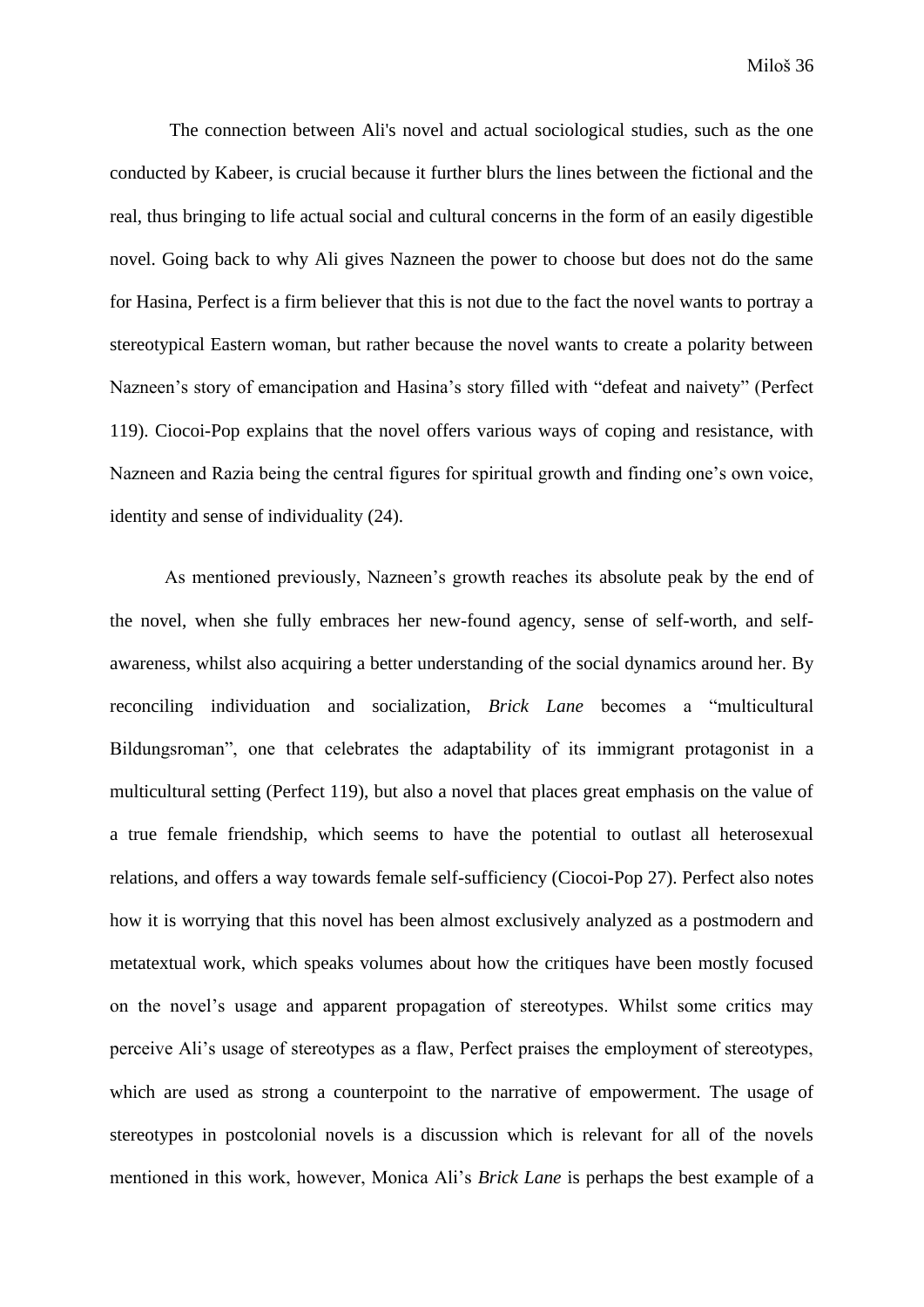The connection between Ali's novel and actual sociological studies, such as the one conducted by Kabeer, is crucial because it further blurs the lines between the fictional and the real, thus bringing to life actual social and cultural concerns in the form of an easily digestible novel. Going back to why Ali gives Nazneen the power to choose but does not do the same for Hasina, Perfect is a firm believer that this is not due to the fact the novel wants to portray a stereotypical Eastern woman, but rather because the novel wants to create a polarity between Nazneen's story of emancipation and Hasina's story filled with "defeat and naivety" (Perfect 119). Ciocoi-Pop explains that the novel offers various ways of coping and resistance, with Nazneen and Razia being the central figures for spiritual growth and finding one's own voice, identity and sense of individuality (24).

As mentioned previously, Nazneen's growth reaches its absolute peak by the end of the novel, when she fully embraces her new-found agency, sense of self-worth, and self-awareness, whilst also acquiring a better understanding of the social dynamics around her. By reconciling individuation and socialization, *Brick Lane* becomes a "multicultural Bildungsroman", one that celebrates the adaptability of its immigrant protagonist in a multicultural setting (Perfect 119), but also a novel that places great emphasis on the value of a true female friendship, which seems to have the potential to outlast all heterosexual relations, and offers a way towards female self-sufficiency (Ciocoi-Pop 27). Perfect also notes how it is worrying that this novel has been almost exclusively analyzed as a postmodern and metatextual work, which speaks volumes about how the critiques have been mostly focused on the novel's usage and apparent propagation of stereotypes. Whilst some critics may perceive Ali's usage of stereotypes as a flaw, Perfect praises the employment of stereotypes, which are used as strong a counterpoint to the narrative of empowerment. The usage of stereotypes in postcolonial novels is a discussion which is relevant for all of the novels mentioned in this work, however, Monica Ali's *Brick Lane* is perhaps the best example of a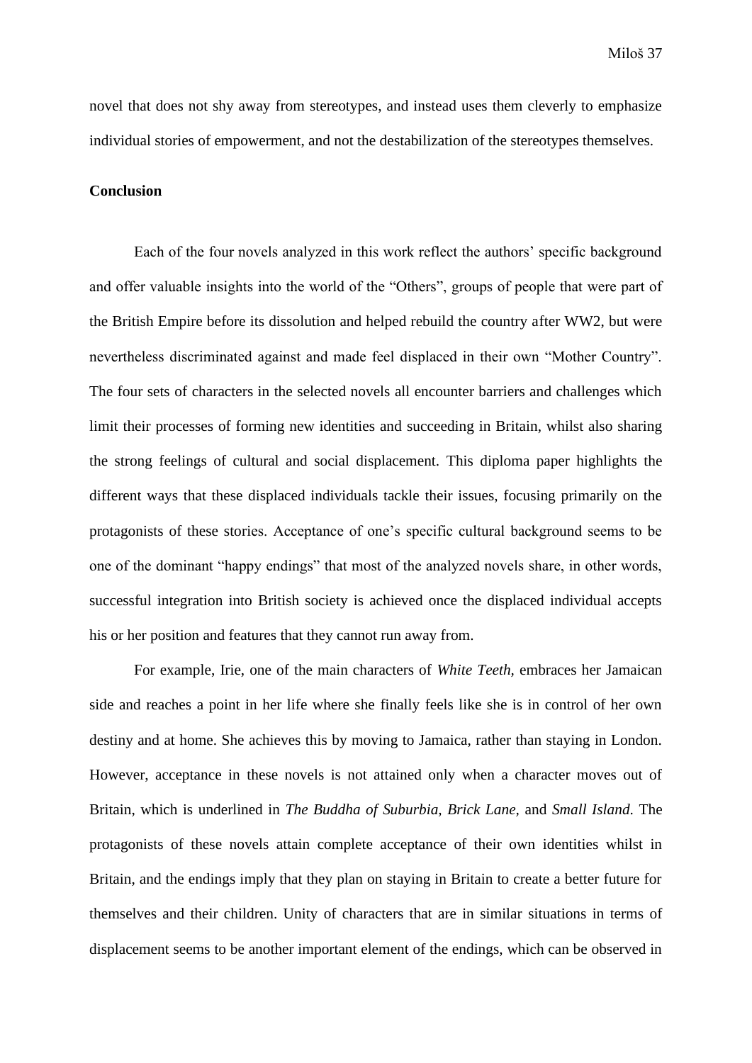novel that does not shy away from stereotypes, and instead uses them cleverly to emphasize individual stories of empowerment, and not the destabilization of the stereotypes themselves.

## Conclusion

Each of the four novels analyzed in this work reflect the authors' specific background and offer valuable insights into the world of the "Others", groups of people that were part of the British Empire before its dissolution and helped rebuild the country after WW2, but were nevertheless discriminated against and made feel displaced in their own "Mother Country". The four sets of characters in the selected novels all encounter barriers and challenges which limit their processes of forming new identities and succeeding in Britain, whilst also sharing the strong feelings of cultural and social displacement. This diploma paper highlights the different ways that these displaced individuals tackle their issues, focusing primarily on the protagonists of these stories. Acceptance of one's specific cultural background seems to be one of the dominant "happy endings" that most of the analyzed novels share, in other words, successful integration into British society is achieved once the displaced individual accepts his or her position and features that they cannot run away from.

For example, Irie, one of the main characters of *White Teeth,* embraces her Jamaican side and reaches a point in her life where she finally feels like she is in control of her own destiny and at home. She achieves this by moving to Jamaica, rather than staying in London. However, acceptance in these novels is not attained only when a character moves out of Britain, which is underlined in *The Buddha of Suburbia, Brick Lane,* and *Small Island*. The protagonists of these novels attain complete acceptance of their own identities whilst in Britain, and the endings imply that they plan on staying in Britain to create a better future for themselves and their children. Unity of characters that are in similar situations in terms of displacement seems to be another important element of the endings, which can be observed in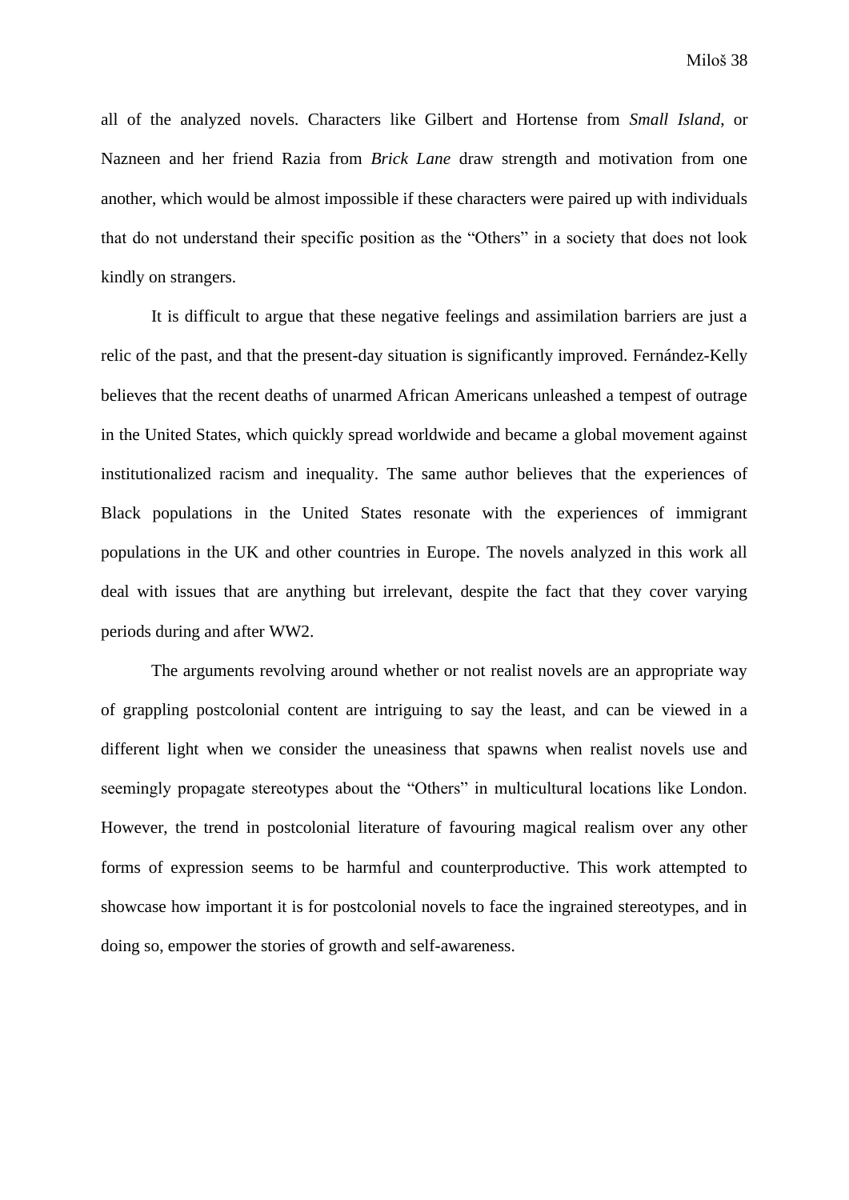all of the analyzed novels. Characters like Gilbert and Hortense from *Small Island*, or Nazneen and her friend Razia from *Brick Lane* draw strength and motivation from one another, which would be almost impossible if these characters were paired up with individuals that do not understand their specific position as the "Others" in a society that does not look kindly on strangers.

It is difficult to argue that these negative feelings and assimilation barriers are just a relic of the past, and that the present-day situation is significantly improved. Fernández-Kelly believes that the recent deaths of unarmed African Americans unleashed a tempest of outrage in the United States, which quickly spread worldwide and became a global movement against institutionalized racism and inequality. The same author believes that the experiences of Black populations in the United States resonate with the experiences of immigrant populations in the UK and other countries in Europe. The novels analyzed in this work all deal with issues that are anything but irrelevant, despite the fact that they cover varying periods during and after WW2.

The arguments revolving around whether or not realist novels are an appropriate way of grappling postcolonial content are intriguing to say the least, and can be viewed in a different light when we consider the uneasiness that spawns when realist novels use and seemingly propagate stereotypes about the "Others" in multicultural locations like London. However, the trend in postcolonial literature of favouring magical realism over any other forms of expression seems to be harmful and counterproductive. This work attempted to showcase how important it is for postcolonial novels to face the ingrained stereotypes, and in doing so, empower the stories of growth and self-awareness.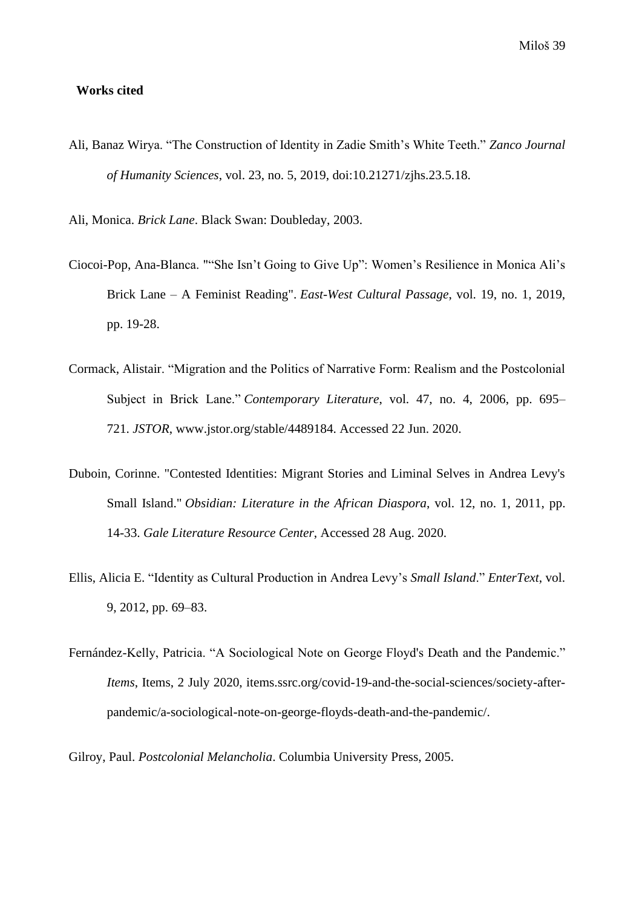**Works cited**

Ali, Banaz Wirya. “The Construction of Identity in Zadie Smith’s White Teeth.” *Zanco Journal of Humanity Sciences*, vol. 23, no. 5, 2019, doi:10.21271/zjhs.23.5.18.

Ali, Monica. *Brick Lane*. Black Swan: Doubleday, 2003.

Ciocoi-Pop, Ana-Blanca. "“She Isn’t Going to Give Up”: Women’s Resilience in Monica Ali’s Brick Lane – A Feminist Reading". *East-West Cultural Passage*, vol. 19, no. 1, 2019, pp. 19-28.

Cormack, Alistair. “Migration and the Politics of Narrative Form: Realism and the Postcolonial Subject in Brick Lane.” *Contemporary Literature*, vol. 47, no. 4, 2006, pp. 695–721. *JSTOR*, www.jstor.org/stable/4489184. Accessed 22 Jun. 2020.

Duboin, Corinne. "Contested Identities: Migrant Stories and Liminal Selves in Andrea Levy's Small Island." *Obsidian: Literature in the African Diaspora*, vol. 12, no. 1, 2011, pp. 14-33. *Gale Literature Resource Center*, Accessed 28 Aug. 2020.

Ellis, Alicia E. “Identity as Cultural Production in Andrea Levy’s *Small Island*.” *EnterText*, vol. 9, 2012, pp. 69–83.

Fernández-Kelly, Patricia. “A Sociological Note on George Floyd's Death and the Pandemic.” *Items*, Items, 2 July 2020, items.ssrc.org/covid-19-and-the-social-sciences/society-after-pandemic/a-sociological-note-on-george-floyds-death-and-the-pandemic/.

Gilroy, Paul. *Postcolonial Melancholia*. Columbia University Press, 2005.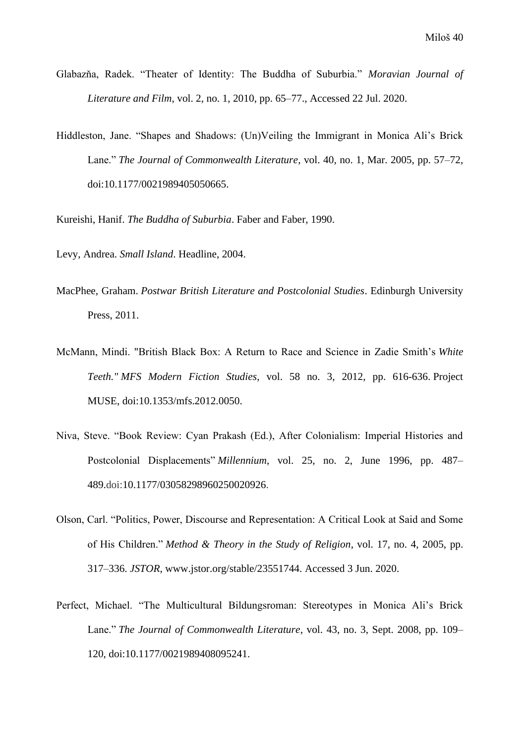Glabazňa, Radek. "Theater of Identity: The Buddha of Suburbia." *Moravian Journal of Literature and Film*, vol. 2, no. 1, 2010, pp. 65–77., Accessed 22 Jul. 2020.

Hiddleston, Jane. "Shapes and Shadows: (Un)Veiling the Immigrant in Monica Ali's Brick Lane." *The Journal of Commonwealth Literature*, vol. 40, no. 1, Mar. 2005, pp. 57–72, doi:10.1177/0021989405050665.

Kureishi, Hanif. *The Buddha of Suburbia*. Faber and Faber, 1990.

Levy, Andrea. *Small Island*. Headline, 2004.

MacPhee, Graham. *Postwar British Literature and Postcolonial Studies*. Edinburgh University Press, 2011.

McMann, Mindi. "British Black Box: A Return to Race and Science in Zadie Smith's *White Teeth." MFS Modern Fiction Studies*, vol. 58 no. 3, 2012, pp. 616-636. Project MUSE, doi:10.1353/mfs.2012.0050.

Niva, Steve. "Book Review: Cyan Prakash (Ed.), After Colonialism: Imperial Histories and Postcolonial Displacements" *Millennium*, vol. 25, no. 2, June 1996, pp. 487–489.doi:10.1177/03058298960250020926.

Olson, Carl. "Politics, Power, Discourse and Representation: A Critical Look at Said and Some of His Children." *Method & Theory in the Study of Religion*, vol. 17, no. 4, 2005, pp. 317–336. *JSTOR*, www.jstor.org/stable/23551744. Accessed 3 Jun. 2020.

Perfect, Michael. "The Multicultural Bildungsroman: Stereotypes in Monica Ali's Brick Lane." *The Journal of Commonwealth Literature*, vol. 43, no. 3, Sept. 2008, pp. 109–120, doi:10.1177/0021989408095241.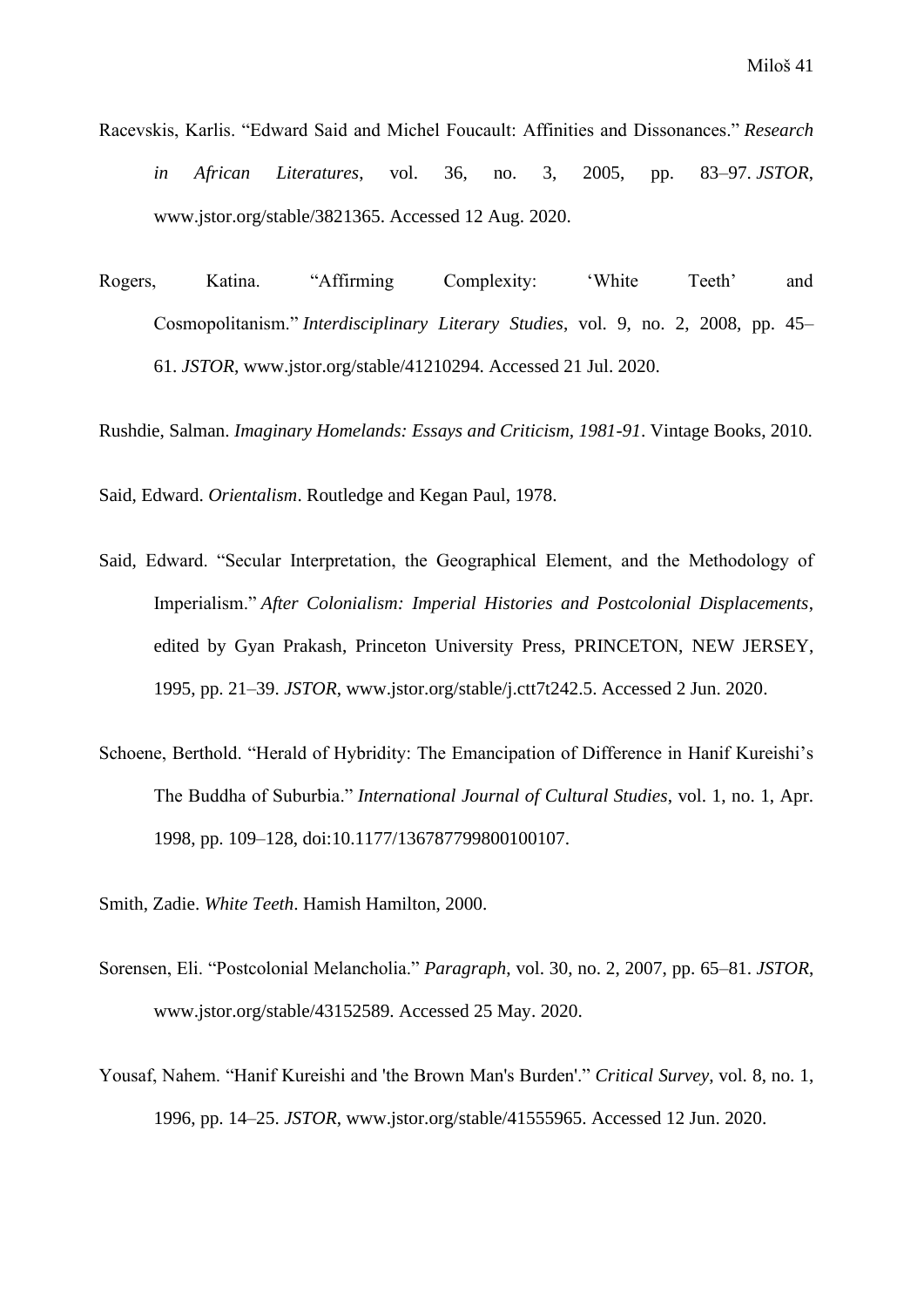Racevskis, Karlis. “Edward Said and Michel Foucault: Affinities and Dissonances.” *Research in African Literatures*, vol. 36, no. 3, 2005, pp. 83–97. *JSTOR*, www.jstor.org/stable/3821365. Accessed 12 Aug. 2020.

Rogers, Katina. “Affirming Complexity: ‘White Teeth’ and Cosmopolitanism.” *Interdisciplinary Literary Studies*, vol. 9, no. 2, 2008, pp. 45–61. *JSTOR*, www.jstor.org/stable/41210294. Accessed 21 Jul. 2020.

Rushdie, Salman. *Imaginary Homelands: Essays and Criticism, 1981-91*. Vintage Books, 2010.

Said, Edward. *Orientalism*. Routledge and Kegan Paul, 1978.

Said, Edward. “Secular Interpretation, the Geographical Element, and the Methodology of Imperialism.” *After Colonialism: Imperial Histories and Postcolonial Displacements*, edited by Gyan Prakash, Princeton University Press, PRINCETON, NEW JERSEY, 1995, pp. 21–39. *JSTOR*, www.jstor.org/stable/j.ctt7t242.5. Accessed 2 Jun. 2020.

Schoene, Berthold. “Herald of Hybridity: The Emancipation of Difference in Hanif Kureishi’s The Buddha of Suburbia.” *International Journal of Cultural Studies*, vol. 1, no. 1, Apr. 1998, pp. 109–128, doi:10.1177/136787799800100107.

Smith, Zadie. *White Teeth*. Hamish Hamilton, 2000.

Sorensen, Eli. “Postcolonial Melancholia.” *Paragraph*, vol. 30, no. 2, 2007, pp. 65–81. *JSTOR*, www.jstor.org/stable/43152589. Accessed 25 May. 2020.

Yousaf, Nahem. “Hanif Kureishi and 'the Brown Man's Burden'.” *Critical Survey*, vol. 8, no. 1, 1996, pp. 14–25. *JSTOR*, www.jstor.org/stable/41555965. Accessed 12 Jun. 2020.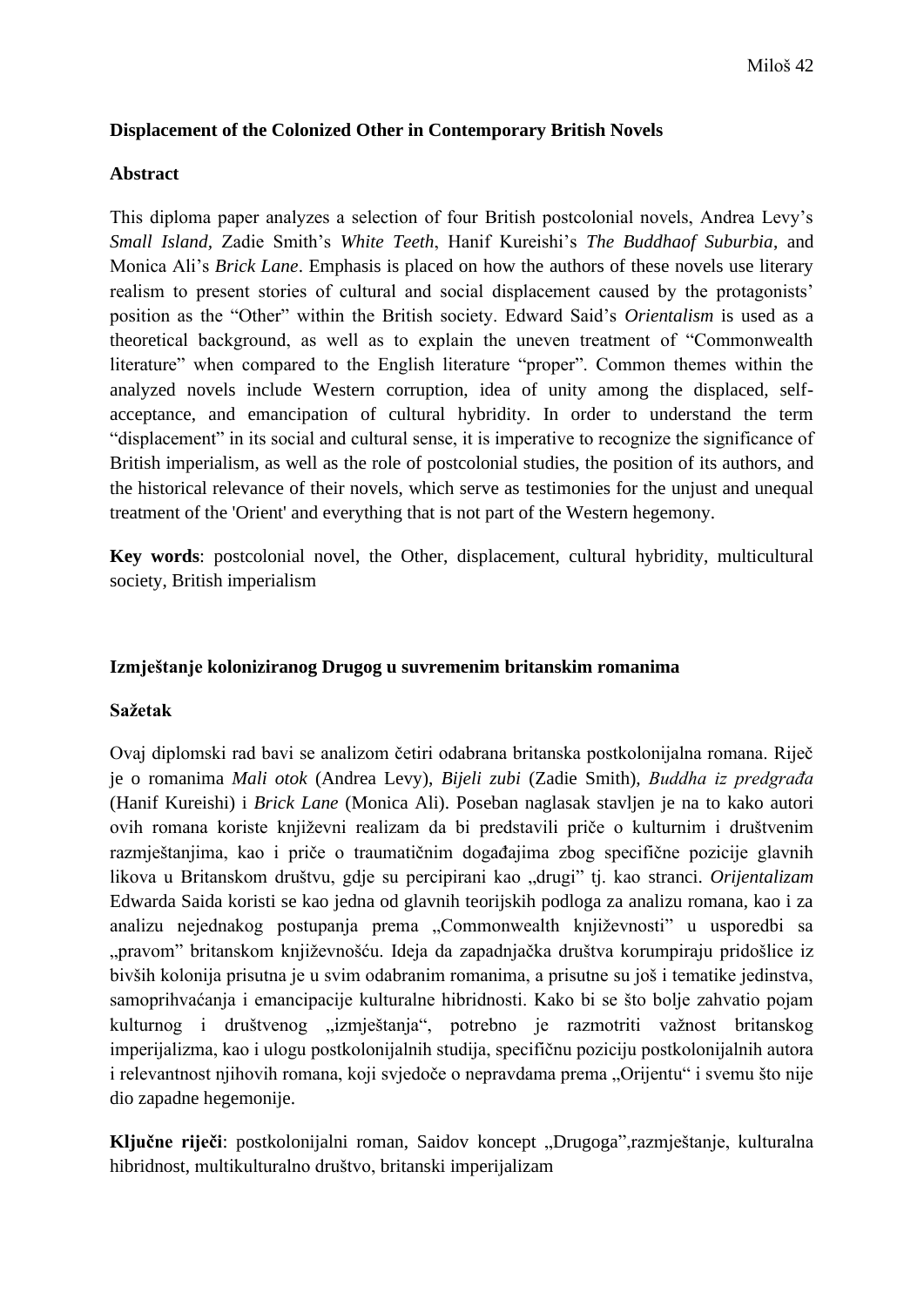**Displacement of the Colonized Other in Contemporary British Novels**

**Abstract**

This diploma paper analyzes a selection of four British postcolonial novels, Andrea Levy's *Small Island*, Zadie Smith's *White Teeth*, Hanif Kureishi's *The Buddhaof Suburbia*, and Monica Ali's *Brick Lane*. Emphasis is placed on how the authors of these novels use literary realism to present stories of cultural and social displacement caused by the protagonists' position as the "Other" within the British society. Edward Said's *Orientalism* is used as a theoretical background, as well as to explain the uneven treatment of "Commonwealth literature" when compared to the English literature "proper". Common themes within the analyzed novels include Western corruption, idea of unity among the displaced, self-acceptance, and emancipation of cultural hybridity. In order to understand the term "displacement" in its social and cultural sense, it is imperative to recognize the significance of British imperialism, as well as the role of postcolonial studies, the position of its authors, and the historical relevance of their novels, which serve as testimonies for the unjust and unequal treatment of the 'Orient' and everything that is not part of the Western hegemony.

**Key words**: postcolonial novel, the Other, displacement, cultural hybridity, multicultural society, British imperialism

**Izmještanje koloniziranog Drugog u suvremenim britanskim romanima**

**Sažetak**

Ovaj diplomski rad bavi se analizom četiri odabrana britanska postkolonijalna romana. Riječ je o romanima *Mali otok* (Andrea Levy), *Bijeli zubi* (Zadie Smith), *Buddha iz predgrađa* (Hanif Kureishi) i *Brick Lane* (Monica Ali). Poseban naglasak stavljen je na to kako autori ovih romana koriste književni realizam da bi predstavili priče o kulturnim i društvenim razmještanjima, kao i priče o traumatičnim događajima zbog specifične pozicije glavnih likova u Britanskom društvu, gdje su percipirani kao „drugi" tj. kao stranci. *Orijentalizam* Edwarda Saida koristi se kao jedna od glavnih teorijskih podloga za analizu romana, kao i za analizu nejednakog postupanja prema „Commonwealth književnosti" u usporedbi sa „pravom" britanskom književnošću. Ideja da zapadnjačka društva korumpiraju pridošlice iz bivših kolonija prisutna je u svim odabranim romanima, a prisutne su još i tematike jedinstva, samoprihvaćanja i emancipacije kulturalne hibridnosti. Kako bi se što bolje zahvatio pojam kulturnog i društvenog „izmještanja", potrebno je razmotriti važnost britanskog imperijalizma, kao i ulogu postkolonijalnih studija, specifičnu poziciju postkolonijalnih autora i relevantnost njihovih romana, koji svjedoče o nepravdama prema „Orijentu" i svemu što nije dio zapadne hegemonije.

**Ključne riječi**: postkolonijalni roman, Saidov koncept „Drugoga",razmještanje, kulturalna hibridnost, multikulturalno društvo, britanski imperijalizam